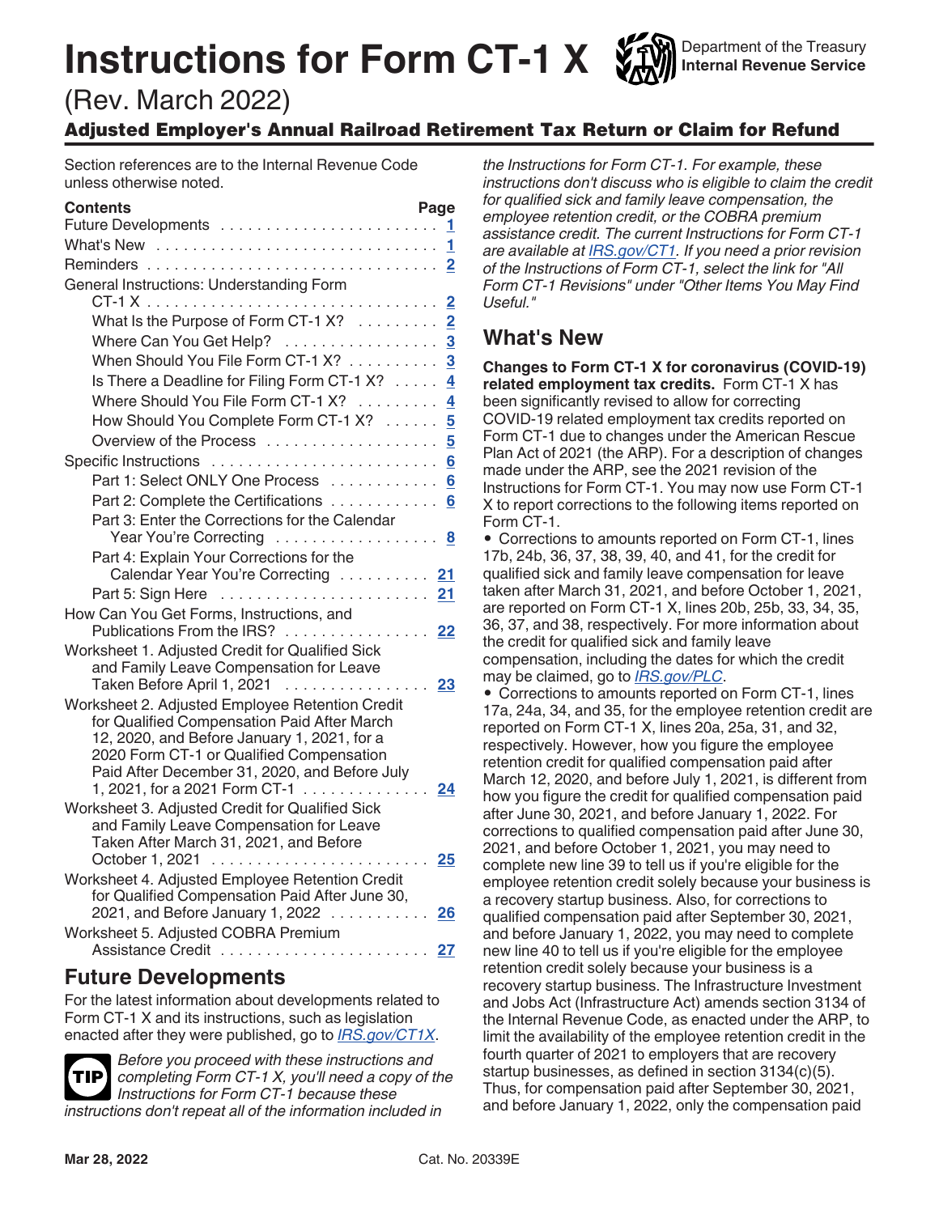# Instructions for Form CT-1 X

Department of the Treasury
**Internal Revenue Service**

(Rev. March 2022)

## Adjusted Employer's Annual Railroad Retirement Tax Return or Claim for Refund

Section references are to the Internal Revenue Code unless otherwise noted.

| Contents | Page |
|---|---|
| Future Developments | 1 |
| What's New | 1 |
| Reminders | 2 |
| General Instructions: Understanding Form CT-1 X | 2 |
| What Is the Purpose of Form CT-1 X? | 2 |
| Where Can You Get Help? | 3 |
| When Should You File Form CT-1 X? | 3 |
| Is There a Deadline for Filing Form CT-1 X? | 4 |
| Where Should You File Form CT-1 X? | 4 |
| How Should You Complete Form CT-1 X? | 5 |
| Overview of the Process | 5 |
| Specific Instructions | 6 |
| Part 1: Select ONLY One Process | 6 |
| Part 2: Complete the Certifications | 6 |
| Part 3: Enter the Corrections for the Calendar Year You're Correcting | 8 |
| Part 4: Explain Your Corrections for the Calendar Year You're Correcting | 21 |
| Part 5: Sign Here | 21 |
| How Can You Get Forms, Instructions, and Publications From the IRS? | 22 |
| Worksheet 1. Adjusted Credit for Qualified Sick and Family Leave Compensation for Leave Taken Before April 1, 2021 | 23 |
| Worksheet 2. Adjusted Employee Retention Credit for Qualified Compensation Paid After March 12, 2020, and Before January 1, 2021, for a 2020 Form CT-1 or Qualified Compensation Paid After December 31, 2020, and Before July 1, 2021, for a 2021 Form CT-1 | 24 |
| Worksheet 3. Adjusted Credit for Qualified Sick and Family Leave Compensation for Leave Taken After March 31, 2021, and Before October 1, 2021 | 25 |
| Worksheet 4. Adjusted Employee Retention Credit for Qualified Compensation Paid After June 30, 2021, and Before January 1, 2022 | 26 |
| Worksheet 5. Adjusted COBRA Premium Assistance Credit | 27 |

## Future Developments

For the latest information about developments related to Form CT-1 X and its instructions, such as legislation enacted after they were published, go to *IRS.gov/CT1X*.

**TIP** *Before you proceed with these instructions and completing Form CT-1 X, you'll need a copy of the Instructions for Form CT-1 because these instructions don't repeat all of the information included in the Instructions for Form CT-1. For example, these instructions don't discuss who is eligible to claim the credit for qualified sick and family leave compensation, the employee retention credit, or the COBRA premium assistance credit. The current Instructions for Form CT-1 are available at IRS.gov/CT1. If you need a prior revision of the Instructions of Form CT-1, select the link for "All Form CT-1 Revisions" under "Other Items You May Find Useful."*

## What's New

**Changes to Form CT-1 X for coronavirus (COVID-19) related employment tax credits.** Form CT-1 X has been significantly revised to allow for correcting COVID-19 related employment tax credits reported on Form CT-1 due to changes under the American Rescue Plan Act of 2021 (the ARP). For a description of changes made under the ARP, see the 2021 revision of the Instructions for Form CT-1. You may now use Form CT-1 X to report corrections to the following items reported on Form CT-1.

- Corrections to amounts reported on Form CT-1, lines 17b, 24b, 36, 37, 38, 39, 40, and 41, for the credit for qualified sick and family leave compensation for leave taken after March 31, 2021, and before October 1, 2021, are reported on Form CT-1 X, lines 20b, 25b, 33, 34, 35, 36, 37, and 38, respectively. For more information about the credit for qualified sick and family leave compensation, including the dates for which the credit may be claimed, go to *IRS.gov/PLC*.
- Corrections to amounts reported on Form CT-1, lines 17a, 24a, 34, and 35, for the employee retention credit are reported on Form CT-1 X, lines 20a, 25a, 31, and 32, respectively. However, how you figure the employee retention credit for qualified compensation paid after March 12, 2020, and before July 1, 2021, is different from how you figure the credit for qualified compensation paid after June 30, 2021, and before January 1, 2022. For corrections to qualified compensation paid after June 30, 2021, and before October 1, 2021, you may need to complete new line 39 to tell us if you're eligible for the employee retention credit solely because your business is a recovery startup business. Also, for corrections to qualified compensation paid after September 30, 2021, and before January 1, 2022, you may need to complete new line 40 to tell us if you're eligible for the employee retention credit solely because your business is a recovery startup business. The Infrastructure Investment and Jobs Act (Infrastructure Act) amends section 3134 of the Internal Revenue Code, as enacted under the ARP, to limit the availability of the employee retention credit in the fourth quarter of 2021 to employers that are recovery startup businesses, as defined in section 3134(c)(5). Thus, for compensation paid after September 30, 2021, and before January 1, 2022, only the compensation paid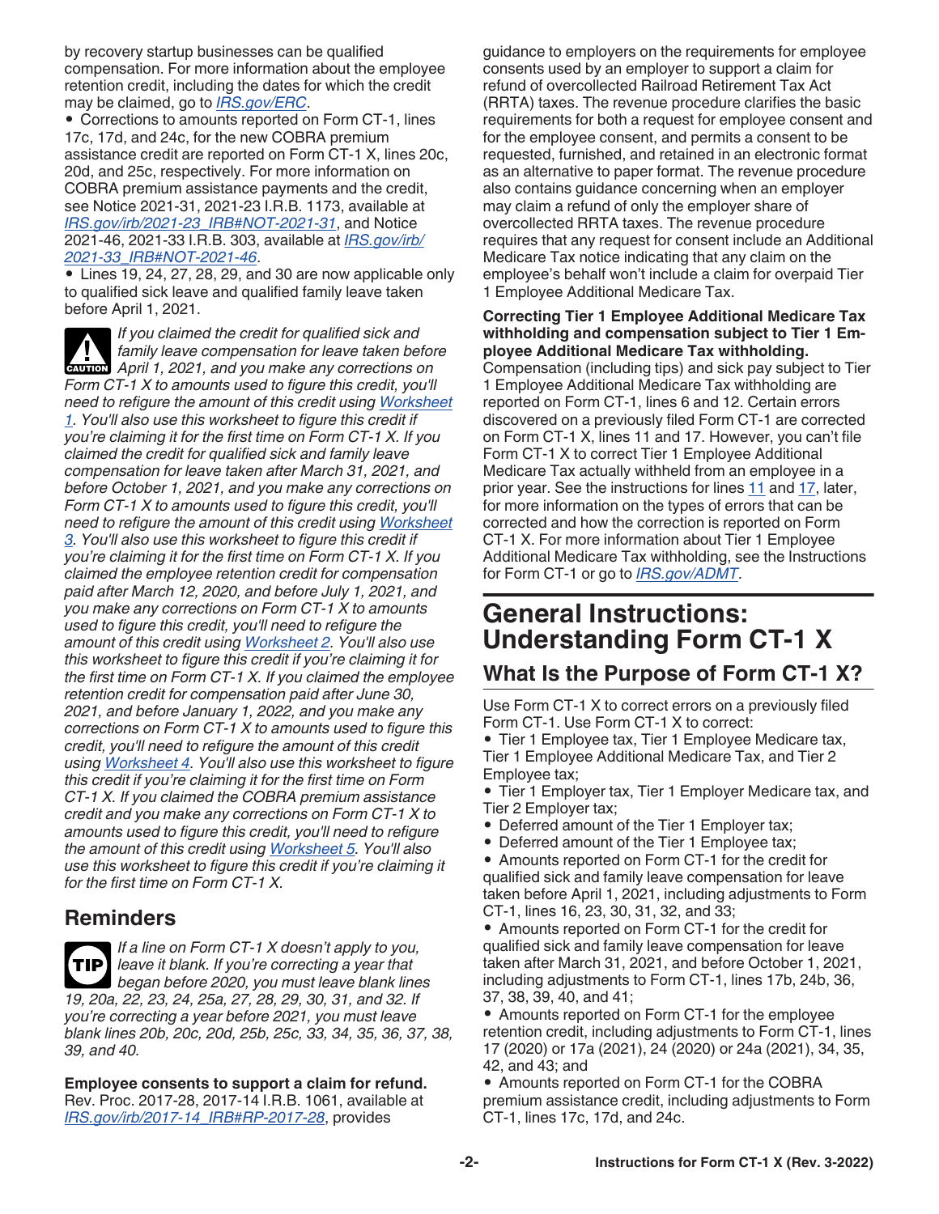by recovery startup businesses can be qualified compensation. For more information about the employee retention credit, including the dates for which the credit may be claimed, go to *IRS.gov/ERC*.

- Corrections to amounts reported on Form CT-1, lines 17c, 17d, and 24c, for the new COBRA premium assistance credit are reported on Form CT-1 X, lines 20c, 20d, and 25c, respectively. For more information on COBRA premium assistance payments and the credit, see Notice 2021-31, 2021-23 I.R.B. 1173, available at *IRS.gov/irb/2021-23_IRB#NOT-2021-31*, and Notice 2021-46, 2021-33 I.R.B. 303, available at *IRS.gov/irb/2021-33_IRB#NOT-2021-46*.
- Lines 19, 24, 27, 28, 29, and 30 are now applicable only to qualified sick leave and qualified family leave taken before April 1, 2021.

**CAUTION** *If you claimed the credit for qualified sick and family leave compensation for leave taken before April 1, 2021, and you make any corrections on Form CT-1 X to amounts used to figure this credit, you'll need to refigure the amount of this credit using Worksheet 1. You'll also use this worksheet to figure this credit if you're claiming it for the first time on Form CT-1 X. If you claimed the credit for qualified sick and family leave compensation for leave taken after March 31, 2021, and before October 1, 2021, and you make any corrections on Form CT-1 X to amounts used to figure this credit, you'll need to refigure the amount of this credit using Worksheet 3. You'll also use this worksheet to figure this credit if you're claiming it for the first time on Form CT-1 X. If you claimed the employee retention credit for compensation paid after March 12, 2020, and before July 1, 2021, and you make any corrections on Form CT-1 X to amounts used to figure this credit, you'll need to refigure the amount of this credit using Worksheet 2. You'll also use this worksheet to figure this credit if you're claiming it for the first time on Form CT-1 X. If you claimed the employee retention credit for compensation paid after June 30, 2021, and before January 1, 2022, and you make any corrections on Form CT-1 X to amounts used to figure this credit, you'll need to refigure the amount of this credit using Worksheet 4. You'll also use this worksheet to figure this credit if you're claiming it for the first time on Form CT-1 X. If you claimed the COBRA premium assistance credit and you make any corrections on Form CT-1 X to amounts used to figure this credit, you'll need to refigure the amount of this credit using Worksheet 5. You'll also use this worksheet to figure this credit if you're claiming it for the first time on Form CT-1 X.*

## Reminders

**TIP** *If a line on Form CT-1 X doesn't apply to you, leave it blank. If you're correcting a year that began before 2020, you must leave blank lines 19, 20a, 22, 23, 24, 25a, 27, 28, 29, 30, 31, and 32. If you're correcting a year before 2021, you must leave blank lines 20b, 20c, 20d, 25b, 25c, 33, 34, 35, 36, 37, 38, 39, and 40.*

**Employee consents to support a claim for refund.** Rev. Proc. 2017-28, 2017-14 I.R.B. 1061, available at *IRS.gov/irb/2017-14_IRB#RP-2017-28*, provides guidance to employers on the requirements for employee consents used by an employer to support a claim for refund of overcollected Railroad Retirement Tax Act (RRTA) taxes. The revenue procedure clarifies the basic requirements for both a request for employee consent and for the employee consent, and permits a consent to be requested, furnished, and retained in an electronic format as an alternative to paper format. The revenue procedure also contains guidance concerning when an employer may claim a refund of only the employer share of overcollected RRTA taxes. The revenue procedure requires that any request for consent include an Additional Medicare Tax notice indicating that any claim on the employee's behalf won't include a claim for overpaid Tier 1 Employee Additional Medicare Tax.

**Correcting Tier 1 Employee Additional Medicare Tax withholding and compensation subject to Tier 1 Employee Additional Medicare Tax withholding.** Compensation (including tips) and sick pay subject to Tier 1 Employee Additional Medicare Tax withholding are reported on Form CT-1, lines 6 and 12. Certain errors discovered on a previously filed Form CT-1 are corrected on Form CT-1 X, lines 11 and 17. However, you can't file Form CT-1 X to correct Tier 1 Employee Additional Medicare Tax actually withheld from an employee in a prior year. See the instructions for lines 11 and 17, later, for more information on the types of errors that can be corrected and how the correction is reported on Form CT-1 X. For more information about Tier 1 Employee Additional Medicare Tax withholding, see the Instructions for Form CT-1 or go to *IRS.gov/ADMT*.

# General Instructions: Understanding Form CT-1 X

## What Is the Purpose of Form CT-1 X?

Use Form CT-1 X to correct errors on a previously filed Form CT-1. Use Form CT-1 X to correct:

- Tier 1 Employee tax, Tier 1 Employee Medicare tax, Tier 1 Employee Additional Medicare Tax, and Tier 2 Employee tax;
- Tier 1 Employer tax, Tier 1 Employer Medicare tax, and Tier 2 Employer tax;
- Deferred amount of the Tier 1 Employer tax;
- Deferred amount of the Tier 1 Employee tax;
- Amounts reported on Form CT-1 for the credit for qualified sick and family leave compensation for leave taken before April 1, 2021, including adjustments to Form CT-1, lines 16, 23, 30, 31, 32, and 33;
- Amounts reported on Form CT-1 for the credit for qualified sick and family leave compensation for leave taken after March 31, 2021, and before October 1, 2021, including adjustments to Form CT-1, lines 17b, 24b, 36, 37, 38, 39, 40, and 41;
- Amounts reported on Form CT-1 for the employee retention credit, including adjustments to Form CT-1, lines 17 (2020) or 17a (2021), 24 (2020) or 24a (2021), 34, 35, 42, and 43; and
- Amounts reported on Form CT-1 for the COBRA premium assistance credit, including adjustments to Form CT-1, lines 17c, 17d, and 24c.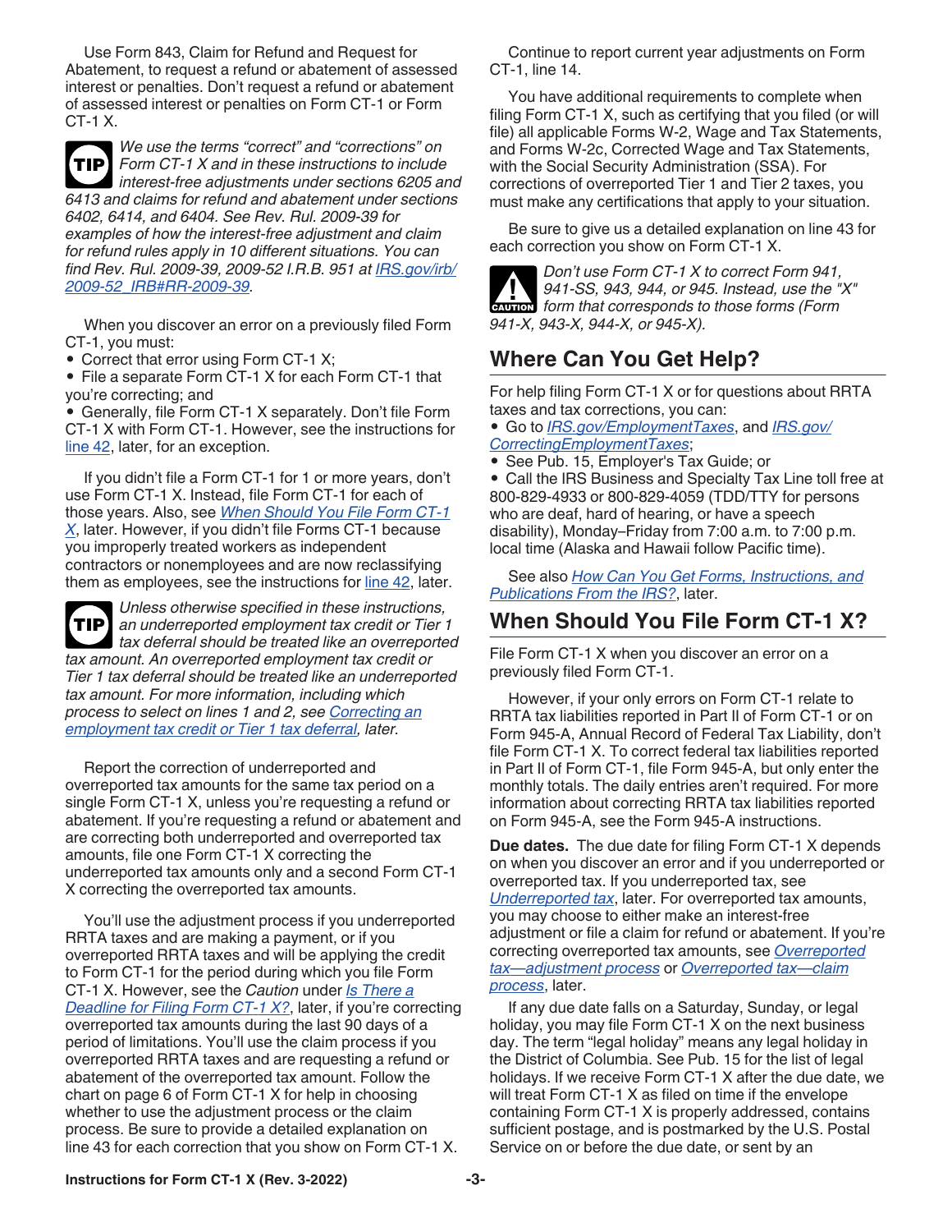Use Form 843, Claim for Refund and Request for Abatement, to request a refund or abatement of assessed interest or penalties. Don't request a refund or abatement of assessed interest or penalties on Form CT-1 or Form CT-1 X.

**TIP** *We use the terms "correct" and "corrections" on Form CT-1 X and in these instructions to include interest-free adjustments under sections 6205 and 6413 and claims for refund and abatement under sections 6402, 6414, and 6404. See Rev. Rul. 2009-39 for examples of how the interest-free adjustment and claim for refund rules apply in 10 different situations. You can find Rev. Rul. 2009-39, 2009-52 I.R.B. 951 at IRS.gov/irb/2009-52_IRB#RR-2009-39.*

When you discover an error on a previously filed Form CT-1, you must:

- Correct that error using Form CT-1 X;
- File a separate Form CT-1 X for each Form CT-1 that you're correcting; and
- Generally, file Form CT-1 X separately. Don't file Form CT-1 X with Form CT-1. However, see the instructions for line 42, later, for an exception.

If you didn't file a Form CT-1 for 1 or more years, don't use Form CT-1 X. Instead, file Form CT-1 for each of those years. Also, see *When Should You File Form CT-1 X*, later. However, if you didn't file Forms CT-1 because you improperly treated workers as independent contractors or nonemployees and are now reclassifying them as employees, see the instructions for line 42, later.

**TIP** *Unless otherwise specified in these instructions, an underreported employment tax credit or Tier 1 tax deferral should be treated like an overreported tax amount. An overreported employment tax credit or Tier 1 tax deferral should be treated like an underreported tax amount. For more information, including which process to select on lines 1 and 2, see Correcting an employment tax credit or Tier 1 tax deferral, later.*

Report the correction of underreported and overreported tax amounts for the same tax period on a single Form CT-1 X, unless you're requesting a refund or abatement. If you're requesting a refund or abatement and are correcting both underreported and overreported tax amounts, file one Form CT-1 X correcting the underreported tax amounts only and a second Form CT-1 X correcting the overreported tax amounts.

You'll use the adjustment process if you underreported RRTA taxes and are making a payment, or if you overreported RRTA taxes and will be applying the credit to Form CT-1 for the period during which you file Form CT-1 X. However, see the *Caution* under *Is There a Deadline for Filing Form CT-1 X?*, later, if you're correcting overreported tax amounts during the last 90 days of a period of limitations. You'll use the claim process if you overreported RRTA taxes and are requesting a refund or abatement of the overreported tax amount. Follow the chart on page 6 of Form CT-1 X for help in choosing whether to use the adjustment process or the claim process. Be sure to provide a detailed explanation on line 43 for each correction that you show on Form CT-1 X.

Continue to report current year adjustments on Form CT-1, line 14.

You have additional requirements to complete when filing Form CT-1 X, such as certifying that you filed (or will file) all applicable Forms W-2, Wage and Tax Statements, and Forms W-2c, Corrected Wage and Tax Statements, with the Social Security Administration (SSA). For corrections of overreported Tier 1 and Tier 2 taxes, you must make any certifications that apply to your situation.

Be sure to give us a detailed explanation on line 43 for each correction you show on Form CT-1 X.

**CAUTION** *Don't use Form CT-1 X to correct Form 941, 941-SS, 943, 944, or 945. Instead, use the "X" form that corresponds to those forms (Form 941-X, 943-X, 944-X, or 945-X).*

## Where Can You Get Help?

For help filing Form CT-1 X or for questions about RRTA taxes and tax corrections, you can:

- Go to IRS.gov/EmploymentTaxes, and IRS.gov/CorrectingEmploymentTaxes;
- See Pub. 15, Employer's Tax Guide; or
- Call the IRS Business and Specialty Tax Line toll free at 800-829-4933 or 800-829-4059 (TDD/TTY for persons who are deaf, hard of hearing, or have a speech disability), Monday–Friday from 7:00 a.m. to 7:00 p.m. local time (Alaska and Hawaii follow Pacific time).

See also *How Can You Get Forms, Instructions, and Publications From the IRS?*, later.

## When Should You File Form CT-1 X?

File Form CT-1 X when you discover an error on a previously filed Form CT-1.

However, if your only errors on Form CT-1 relate to RRTA tax liabilities reported in Part II of Form CT-1 or on Form 945-A, Annual Record of Federal Tax Liability, don't file Form CT-1 X. To correct federal tax liabilities reported in Part II of Form CT-1, file Form 945-A, but only enter the monthly totals. The daily entries aren't required. For more information about correcting RRTA tax liabilities reported on Form 945-A, see the Form 945-A instructions.

**Due dates.** The due date for filing Form CT-1 X depends on when you discover an error and if you underreported or overreported tax. If you underreported tax, see *Underreported tax*, later. For overreported tax amounts, you may choose to either make an interest-free adjustment or file a claim for refund or abatement. If you're correcting overreported tax amounts, see *Overreported tax—adjustment process* or *Overreported tax—claim process*, later.

If any due date falls on a Saturday, Sunday, or legal holiday, you may file Form CT-1 X on the next business day. The term "legal holiday" means any legal holiday in the District of Columbia. See Pub. 15 for the list of legal holidays. If we receive Form CT-1 X after the due date, we will treat Form CT-1 X as filed on time if the envelope containing Form CT-1 X is properly addressed, contains sufficient postage, and is postmarked by the U.S. Postal Service on or before the due date, or sent by an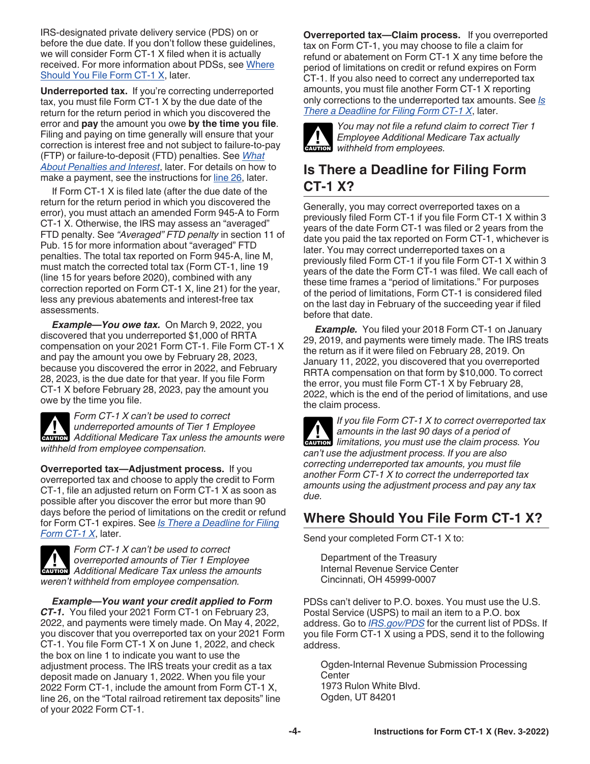IRS-designated private delivery service (PDS) on or before the due date. If you don't follow these guidelines, we will consider Form CT-1 X filed when it is actually received. For more information about PDSs, see Where Should You File Form CT-1 X, later.

**Underreported tax.** If you're correcting underreported tax, you must file Form CT-1 X by the due date of the return for the return period in which you discovered the error and **pay** the amount you owe **by the time you file**. Filing and paying on time generally will ensure that your correction is interest free and not subject to failure-to-pay (FTP) or failure-to-deposit (FTD) penalties. See *What About Penalties and Interest*, later. For details on how to make a payment, see the instructions for line 26, later.

If Form CT-1 X is filed late (after the due date of the return for the return period in which you discovered the error), you must attach an amended Form 945-A to Form CT-1 X. Otherwise, the IRS may assess an "averaged" FTD penalty. See *"Averaged" FTD penalty* in section 11 of Pub. 15 for more information about "averaged" FTD penalties. The total tax reported on Form 945-A, line M, must match the corrected total tax (Form CT-1, line 19 (line 15 for years before 2020), combined with any correction reported on Form CT-1 X, line 21) for the year, less any previous abatements and interest-free tax assessments.

***Example—You owe tax.*** On March 9, 2022, you discovered that you underreported $1,000 of RRTA compensation on your 2021 Form CT-1. File Form CT-1 X and pay the amount you owe by February 28, 2023, because you discovered the error in 2022, and February 28, 2023, is the due date for that year. If you file Form CT-1 X before February 28, 2023, pay the amount you owe by the time you file.

CAUTION: *Form CT-1 X can't be used to correct underreported amounts of Tier 1 Employee Additional Medicare Tax unless the amounts were withheld from employee compensation.*

**Overreported tax—Adjustment process.** If you overreported tax and choose to apply the credit to Form CT-1, file an adjusted return on Form CT-1 X as soon as possible after you discover the error but more than 90 days before the period of limitations on the credit or refund for Form CT-1 expires. See *Is There a Deadline for Filing Form CT-1 X*, later.

CAUTION: *Form CT-1 X can't be used to correct overreported amounts of Tier 1 Employee Additional Medicare Tax unless the amounts weren't withheld from employee compensation.*

***Example—You want your credit applied to Form CT-1.*** You filed your 2021 Form CT-1 on February 23, 2022, and payments were timely made. On May 4, 2022, you discover that you overreported tax on your 2021 Form CT-1. You file Form CT-1 X on June 1, 2022, and check the box on line 1 to indicate you want to use the adjustment process. The IRS treats your credit as a tax deposit made on January 1, 2022. When you file your 2022 Form CT-1, include the amount from Form CT-1 X, line 26, on the "Total railroad retirement tax deposits" line of your 2022 Form CT-1.

**Overreported tax—Claim process.** If you overreported tax on Form CT-1, you may choose to file a claim for refund or abatement on Form CT-1 X any time before the period of limitations on credit or refund expires on Form CT-1. If you also need to correct any underreported tax amounts, you must file another Form CT-1 X reporting only corrections to the underreported tax amounts. See *Is There a Deadline for Filing Form CT-1 X*, later.

CAUTION: *You may not file a refund claim to correct Tier 1 Employee Additional Medicare Tax actually withheld from employees.*

## Is There a Deadline for Filing Form CT-1 X?

Generally, you may correct overreported taxes on a previously filed Form CT-1 if you file Form CT-1 X within 3 years of the date Form CT-1 was filed or 2 years from the date you paid the tax reported on Form CT-1, whichever is later. You may correct underreported taxes on a previously filed Form CT-1 if you file Form CT-1 X within 3 years of the date the Form CT-1 was filed. We call each of these time frames a "period of limitations." For purposes of the period of limitations, Form CT-1 is considered filed on the last day in February of the succeeding year if filed before that date.

***Example.*** You filed your 2018 Form CT-1 on January 29, 2019, and payments were timely made. The IRS treats the return as if it were filed on February 28, 2019. On January 11, 2022, you discovered that you overreported RRTA compensation on that form by $10,000. To correct the error, you must file Form CT-1 X by February 28, 2022, which is the end of the period of limitations, and use the claim process.

CAUTION: *If you file Form CT-1 X to correct overreported tax amounts in the last 90 days of a period of limitations, you must use the claim process. You can't use the adjustment process. If you are also correcting underreported tax amounts, you must file another Form CT-1 X to correct the underreported tax amounts using the adjustment process and pay any tax due.*

## Where Should You File Form CT-1 X?

Send your completed Form CT-1 X to:

Department of the Treasury
Internal Revenue Service Center
Cincinnati, OH 45999-0007

PDSs can't deliver to P.O. boxes. You must use the U.S. Postal Service (USPS) to mail an item to a P.O. box address. Go to *IRS.gov/PDS* for the current list of PDSs. If you file Form CT-1 X using a PDS, send it to the following address.

Ogden-Internal Revenue Submission Processing Center
1973 Rulon White Blvd.
Ogden, UT 84201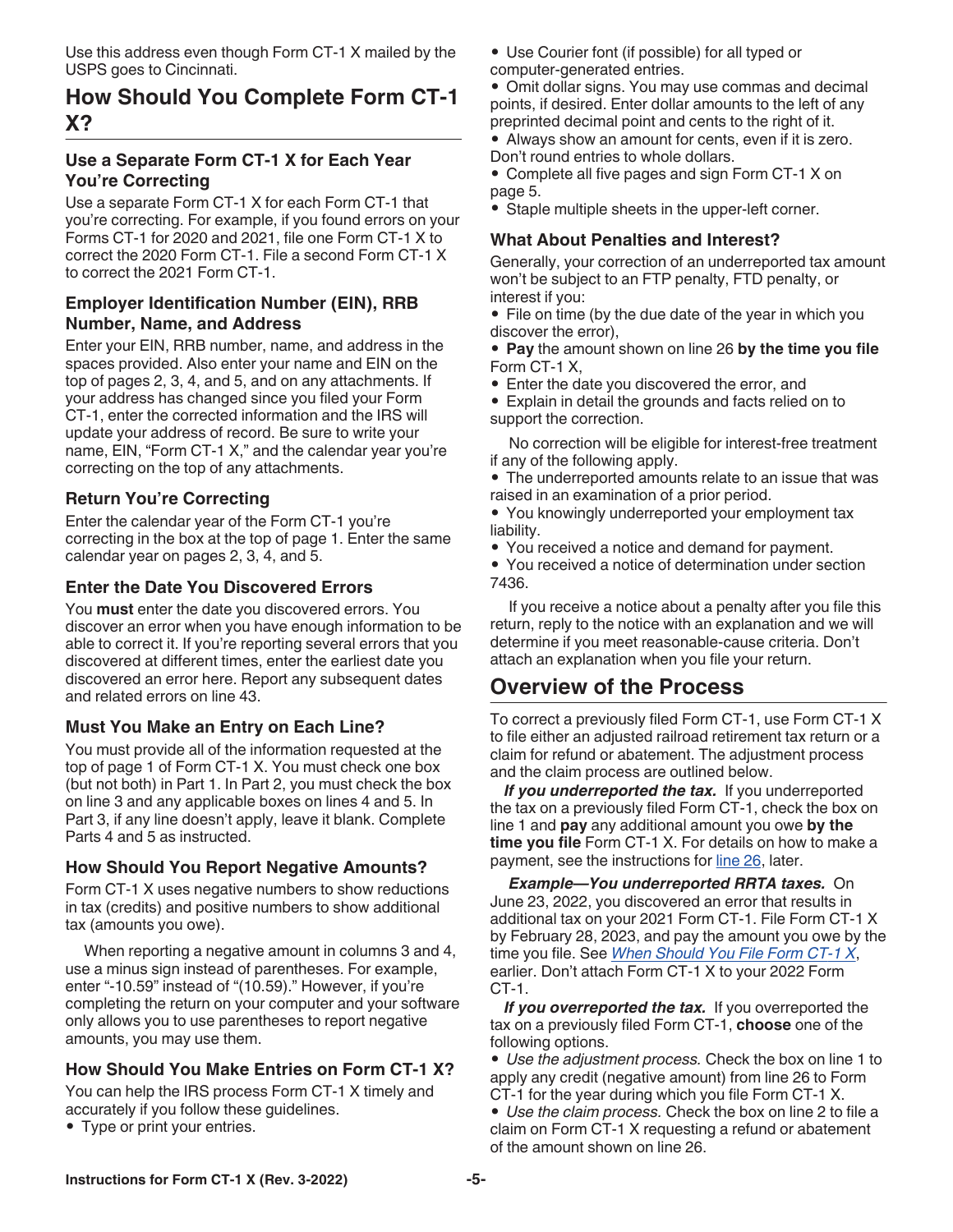Use this address even though Form CT-1 X mailed by the USPS goes to Cincinnati.

## How Should You Complete Form CT-1 X?

### Use a Separate Form CT-1 X for Each Year You're Correcting

Use a separate Form CT-1 X for each Form CT-1 that you're correcting. For example, if you found errors on your Forms CT-1 for 2020 and 2021, file one Form CT-1 X to correct the 2020 Form CT-1. File a second Form CT-1 X to correct the 2021 Form CT-1.

### Employer Identification Number (EIN), RRB Number, Name, and Address

Enter your EIN, RRB number, name, and address in the spaces provided. Also enter your name and EIN on the top of pages 2, 3, 4, and 5, and on any attachments. If your address has changed since you filed your Form CT-1, enter the corrected information and the IRS will update your address of record. Be sure to write your name, EIN, "Form CT-1 X," and the calendar year you're correcting on the top of any attachments.

### Return You're Correcting

Enter the calendar year of the Form CT-1 you're correcting in the box at the top of page 1. Enter the same calendar year on pages 2, 3, 4, and 5.

### Enter the Date You Discovered Errors

You **must** enter the date you discovered errors. You discover an error when you have enough information to be able to correct it. If you're reporting several errors that you discovered at different times, enter the earliest date you discovered an error here. Report any subsequent dates and related errors on line 43.

### Must You Make an Entry on Each Line?

You must provide all of the information requested at the top of page 1 of Form CT-1 X. You must check one box (but not both) in Part 1. In Part 2, you must check the box on line 3 and any applicable boxes on lines 4 and 5. In Part 3, if any line doesn't apply, leave it blank. Complete Parts 4 and 5 as instructed.

### How Should You Report Negative Amounts?

Form CT-1 X uses negative numbers to show reductions in tax (credits) and positive numbers to show additional tax (amounts you owe).

When reporting a negative amount in columns 3 and 4, use a minus sign instead of parentheses. For example, enter "-10.59" instead of "(10.59)." However, if you're completing the return on your computer and your software only allows you to use parentheses to report negative amounts, you may use them.

### How Should You Make Entries on Form CT-1 X?

You can help the IRS process Form CT-1 X timely and accurately if you follow these guidelines.

- Type or print your entries.
- Use Courier font (if possible) for all typed or computer-generated entries.
- Omit dollar signs. You may use commas and decimal points, if desired. Enter dollar amounts to the left of any preprinted decimal point and cents to the right of it.
- Always show an amount for cents, even if it is zero. Don't round entries to whole dollars.
- Complete all five pages and sign Form CT-1 X on page 5.
- Staple multiple sheets in the upper-left corner.

### What About Penalties and Interest?

Generally, your correction of an underreported tax amount won't be subject to an FTP penalty, FTD penalty, or interest if you:

- File on time (by the due date of the year in which you discover the error),
- **Pay** the amount shown on line 26 **by the time you file** Form CT-1 X,
- Enter the date you discovered the error, and
- Explain in detail the grounds and facts relied on to support the correction.

No correction will be eligible for interest-free treatment if any of the following apply.

- The underreported amounts relate to an issue that was raised in an examination of a prior period.
- You knowingly underreported your employment tax liability.
- You received a notice and demand for payment.
- You received a notice of determination under section 7436.

If you receive a notice about a penalty after you file this return, reply to the notice with an explanation and we will determine if you meet reasonable-cause criteria. Don't attach an explanation when you file your return.

## Overview of the Process

To correct a previously filed Form CT-1, use Form CT-1 X to file either an adjusted railroad retirement tax return or a claim for refund or abatement. The adjustment process and the claim process are outlined below.

***If you underreported the tax.*** If you underreported the tax on a previously filed Form CT-1, check the box on line 1 and **pay** any additional amount you owe **by the time you file** Form CT-1 X. For details on how to make a payment, see the instructions for line 26, later.

***Example—You underreported RRTA taxes.*** On June 23, 2022, you discovered an error that results in additional tax on your 2021 Form CT-1. File Form CT-1 X by February 28, 2023, and pay the amount you owe by the time you file. See *When Should You File Form CT-1 X*, earlier. Don't attach Form CT-1 X to your 2022 Form CT-1.

***If you overreported the tax.*** If you overreported the tax on a previously filed Form CT-1, **choose** one of the following options.

- *Use the adjustment process.* Check the box on line 1 to apply any credit (negative amount) from line 26 to Form CT-1 for the year during which you file Form CT-1 X.
- *Use the claim process.* Check the box on line 2 to file a claim on Form CT-1 X requesting a refund or abatement of the amount shown on line 26.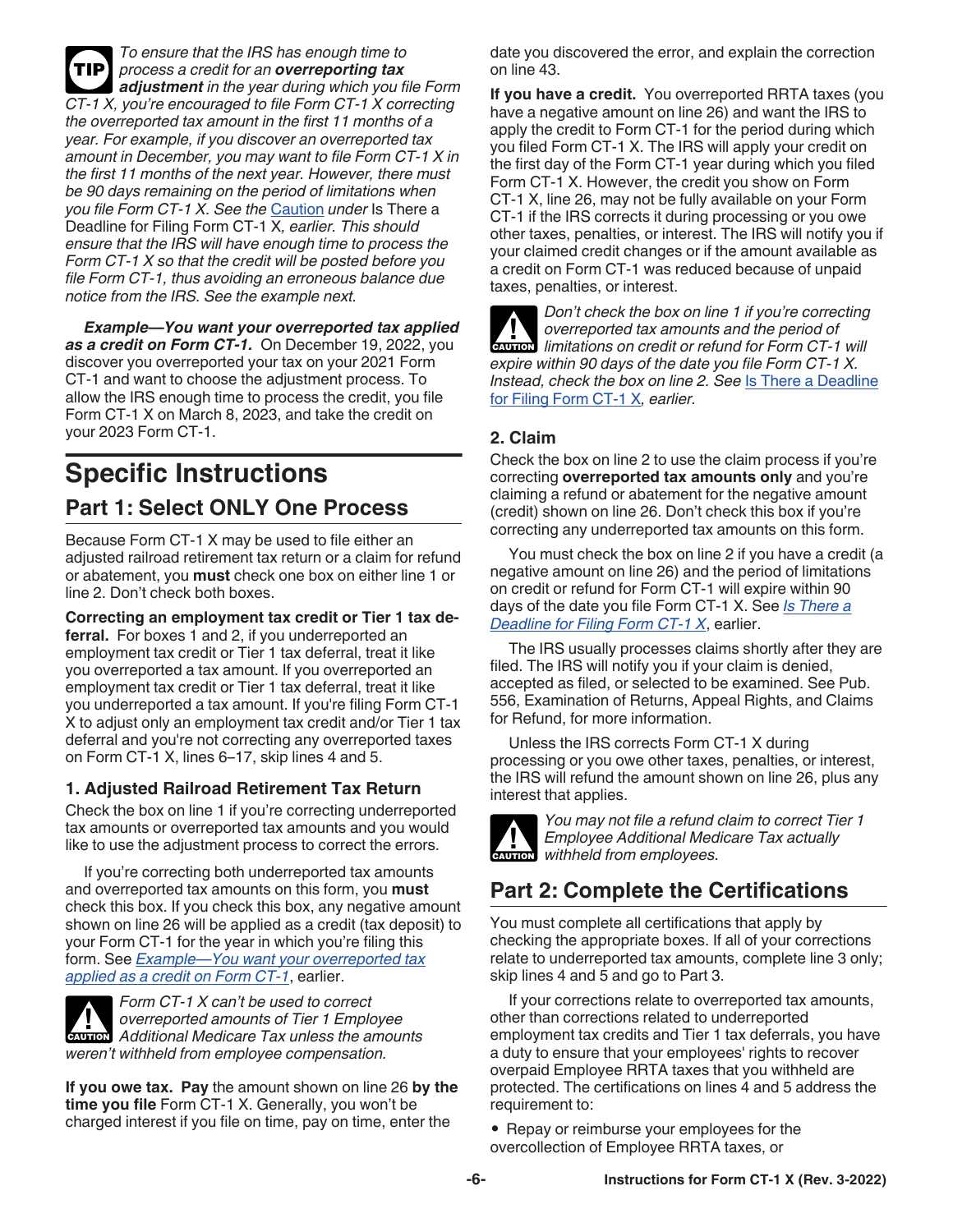**TIP** *To ensure that the IRS has enough time to process a credit for an **overreporting tax adjustment** in the year during which you file Form CT-1 X, you're encouraged to file Form CT-1 X correcting the overreported tax amount in the first 11 months of a year. For example, if you discover an overreported tax amount in December, you may want to file Form CT-1 X in the first 11 months of the next year. However, there must be 90 days remaining on the period of limitations when you file Form CT-1 X. See the* Caution *under* Is There a Deadline for Filing Form CT-1 X*, earlier. This should ensure that the IRS will have enough time to process the Form CT-1 X so that the credit will be posted before you file Form CT-1, thus avoiding an erroneous balance due notice from the IRS. See the example next.*

***Example—You want your overreported tax applied as a credit on Form CT-1.*** On December 19, 2022, you discover you overreported your tax on your 2021 Form CT-1 and want to choose the adjustment process. To allow the IRS enough time to process the credit, you file Form CT-1 X on March 8, 2023, and take the credit on your 2023 Form CT-1.

# Specific Instructions

## Part 1: Select ONLY One Process

Because Form CT-1 X may be used to file either an adjusted railroad retirement tax return or a claim for refund or abatement, you **must** check one box on either line 1 or line 2. Don't check both boxes.

**Correcting an employment tax credit or Tier 1 tax deferral.** For boxes 1 and 2, if you underreported an employment tax credit or Tier 1 tax deferral, treat it like you overreported a tax amount. If you overreported an employment tax credit or Tier 1 tax deferral, treat it like you underreported a tax amount. If you're filing Form CT-1 X to adjust only an employment tax credit and/or Tier 1 tax deferral and you're not correcting any overreported taxes on Form CT-1 X, lines 6–17, skip lines 4 and 5.

### 1. Adjusted Railroad Retirement Tax Return

Check the box on line 1 if you're correcting underreported tax amounts or overreported tax amounts and you would like to use the adjustment process to correct the errors.

If you're correcting both underreported tax amounts and overreported tax amounts on this form, you **must** check this box. If you check this box, any negative amount shown on line 26 will be applied as a credit (tax deposit) to your Form CT-1 for the year in which you're filing this form. See *Example—You want your overreported tax applied as a credit on Form CT-1*, earlier.

**CAUTION** *Form CT-1 X can't be used to correct overreported amounts of Tier 1 Employee Additional Medicare Tax unless the amounts weren't withheld from employee compensation.*

**If you owe tax.** **Pay** the amount shown on line 26 **by the time you file** Form CT-1 X. Generally, you won't be charged interest if you file on time, pay on time, enter the date you discovered the error, and explain the correction on line 43.

**If you have a credit.** You overreported RRTA taxes (you have a negative amount on line 26) and want the IRS to apply the credit to Form CT-1 for the period during which you filed Form CT-1 X. The IRS will apply your credit on the first day of the Form CT-1 year during which you filed Form CT-1 X. However, the credit you show on Form CT-1 X, line 26, may not be fully available on your Form CT-1 if the IRS corrects it during processing or you owe other taxes, penalties, or interest. The IRS will notify you if your claimed credit changes or if the amount available as a credit on Form CT-1 was reduced because of unpaid taxes, penalties, or interest.

**CAUTION** *Don't check the box on line 1 if you're correcting overreported tax amounts and the period of limitations on credit or refund for Form CT-1 will expire within 90 days of the date you file Form CT-1 X. Instead, check the box on line 2. See* Is There a Deadline for Filing Form CT-1 X*, earlier.*

### 2. Claim

Check the box on line 2 to use the claim process if you're correcting **overreported tax amounts only** and you're claiming a refund or abatement for the negative amount (credit) shown on line 26. Don't check this box if you're correcting any underreported tax amounts on this form.

You must check the box on line 2 if you have a credit (a negative amount on line 26) and the period of limitations on credit or refund for Form CT-1 will expire within 90 days of the date you file Form CT-1 X. See *Is There a Deadline for Filing Form CT-1 X*, earlier.

The IRS usually processes claims shortly after they are filed. The IRS will notify you if your claim is denied, accepted as filed, or selected to be examined. See Pub. 556, Examination of Returns, Appeal Rights, and Claims for Refund, for more information.

Unless the IRS corrects Form CT-1 X during processing or you owe other taxes, penalties, or interest, the IRS will refund the amount shown on line 26, plus any interest that applies.

**CAUTION** *You may not file a refund claim to correct Tier 1 Employee Additional Medicare Tax actually withheld from employees.*

## Part 2: Complete the Certifications

You must complete all certifications that apply by checking the appropriate boxes. If all of your corrections relate to underreported tax amounts, complete line 3 only; skip lines 4 and 5 and go to Part 3.

If your corrections relate to overreported tax amounts, other than corrections related to underreported employment tax credits and Tier 1 tax deferrals, you have a duty to ensure that your employees' rights to recover overpaid Employee RRTA taxes that you withheld are protected. The certifications on lines 4 and 5 address the requirement to:

- Repay or reimburse your employees for the overcollection of Employee RRTA taxes, or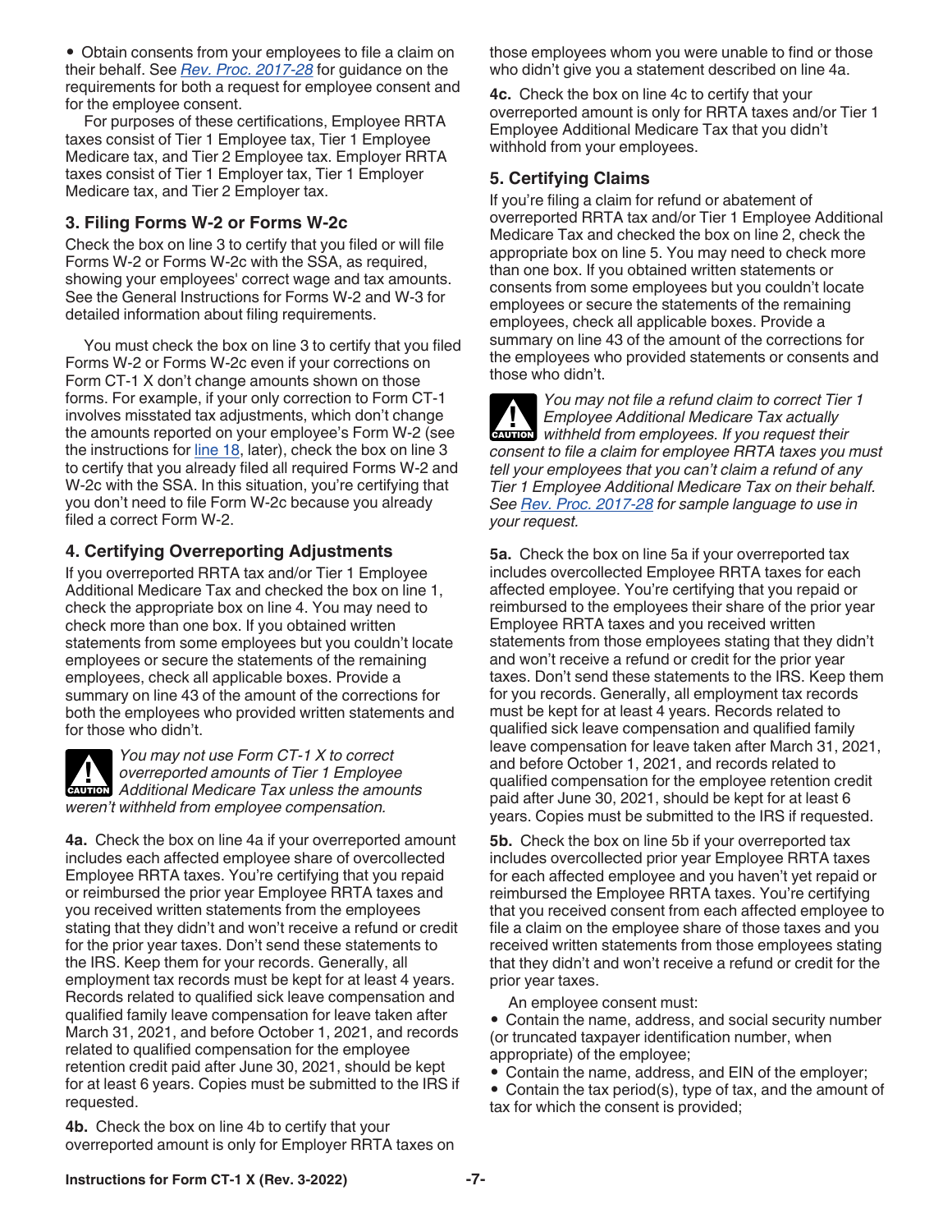- Obtain consents from your employees to file a claim on their behalf. See *Rev. Proc. 2017-28* for guidance on the requirements for both a request for employee consent and for the employee consent.

For purposes of these certifications, Employee RRTA taxes consist of Tier 1 Employee tax, Tier 1 Employee Medicare tax, and Tier 2 Employee tax. Employer RRTA taxes consist of Tier 1 Employer tax, Tier 1 Employer Medicare tax, and Tier 2 Employer tax.

### 3. Filing Forms W-2 or Forms W-2c

Check the box on line 3 to certify that you filed or will file Forms W-2 or Forms W-2c with the SSA, as required, showing your employees' correct wage and tax amounts. See the General Instructions for Forms W-2 and W-3 for detailed information about filing requirements.

You must check the box on line 3 to certify that you filed Forms W-2 or Forms W-2c even if your corrections on Form CT-1 X don't change amounts shown on those forms. For example, if your only correction to Form CT-1 involves misstated tax adjustments, which don't change the amounts reported on your employee's Form W-2 (see the instructions for line 18, later), check the box on line 3 to certify that you already filed all required Forms W-2 and W-2c with the SSA. In this situation, you're certifying that you don't need to file Form W-2c because you already filed a correct Form W-2.

### 4. Certifying Overreporting Adjustments

If you overreported RRTA tax and/or Tier 1 Employee Additional Medicare Tax and checked the box on line 1, check the appropriate box on line 4. You may need to check more than one box. If you obtained written statements from some employees but you couldn't locate employees or secure the statements of the remaining employees, check all applicable boxes. Provide a summary on line 43 of the amount of the corrections for both the employees who provided written statements and for those who didn't.

**CAUTION** *You may not use Form CT-1 X to correct overreported amounts of Tier 1 Employee Additional Medicare Tax unless the amounts weren't withheld from employee compensation.*

**4a.** Check the box on line 4a if your overreported amount includes each affected employee share of overcollected Employee RRTA taxes. You're certifying that you repaid or reimbursed the prior year Employee RRTA taxes and you received written statements from the employees stating that they didn't and won't receive a refund or credit for the prior year taxes. Don't send these statements to the IRS. Keep them for your records. Generally, all employment tax records must be kept for at least 4 years. Records related to qualified sick leave compensation and qualified family leave compensation for leave taken after March 31, 2021, and before October 1, 2021, and records related to qualified compensation for the employee retention credit paid after June 30, 2021, should be kept for at least 6 years. Copies must be submitted to the IRS if requested.

**4b.** Check the box on line 4b to certify that your overreported amount is only for Employer RRTA taxes on those employees whom you were unable to find or those who didn't give you a statement described on line 4a.

**4c.** Check the box on line 4c to certify that your overreported amount is only for RRTA taxes and/or Tier 1 Employee Additional Medicare Tax that you didn't withhold from your employees.

### 5. Certifying Claims

If you're filing a claim for refund or abatement of overreported RRTA tax and/or Tier 1 Employee Additional Medicare Tax and checked the box on line 2, check the appropriate box on line 5. You may need to check more than one box. If you obtained written statements or consents from some employees but you couldn't locate employees or secure the statements of the remaining employees, check all applicable boxes. Provide a summary on line 43 of the amount of the corrections for the employees who provided statements or consents and those who didn't.

**CAUTION** *You may not file a refund claim to correct Tier 1 Employee Additional Medicare Tax actually withheld from employees. If you request their consent to file a claim for employee RRTA taxes you must tell your employees that you can't claim a refund of any Tier 1 Employee Additional Medicare Tax on their behalf. See Rev. Proc. 2017-28 for sample language to use in your request.*

**5a.** Check the box on line 5a if your overreported tax includes overcollected Employee RRTA taxes for each affected employee. You're certifying that you repaid or reimbursed to the employees their share of the prior year Employee RRTA taxes and you received written statements from those employees stating that they didn't and won't receive a refund or credit for the prior year taxes. Don't send these statements to the IRS. Keep them for you records. Generally, all employment tax records must be kept for at least 4 years. Records related to qualified sick leave compensation and qualified family leave compensation for leave taken after March 31, 2021, and before October 1, 2021, and records related to qualified compensation for the employee retention credit paid after June 30, 2021, should be kept for at least 6 years. Copies must be submitted to the IRS if requested.

**5b.** Check the box on line 5b if your overreported tax includes overcollected prior year Employee RRTA taxes for each affected employee and you haven't yet repaid or reimbursed the Employee RRTA taxes. You're certifying that you received consent from each affected employee to file a claim on the employee share of those taxes and you received written statements from those employees stating that they didn't and won't receive a refund or credit for the prior year taxes.

An employee consent must:

- Contain the name, address, and social security number (or truncated taxpayer identification number, when appropriate) of the employee;
- Contain the name, address, and EIN of the employer;
- Contain the tax period(s), type of tax, and the amount of tax for which the consent is provided;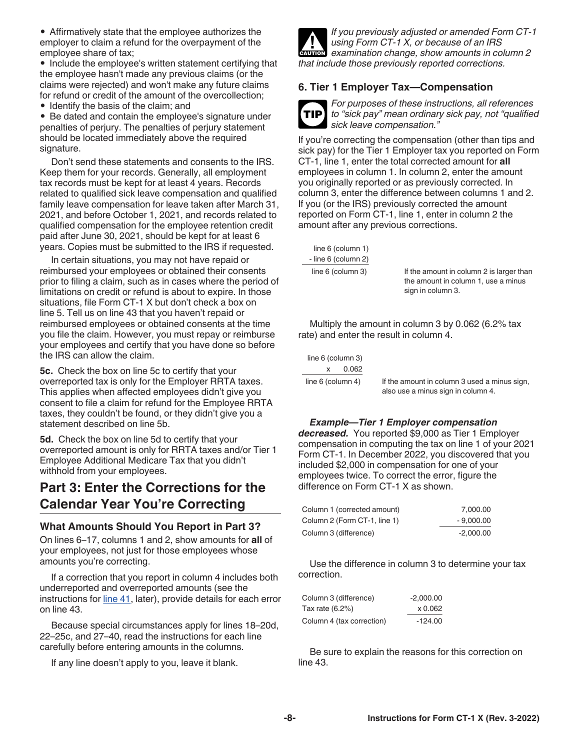- Affirmatively state that the employee authorizes the employer to claim a refund for the overpayment of the employee share of tax;
- Include the employee's written statement certifying that the employee hasn't made any previous claims (or the claims were rejected) and won't make any future claims for refund or credit of the amount of the overcollection;
- Identify the basis of the claim; and
- Be dated and contain the employee's signature under penalties of perjury. The penalties of perjury statement should be located immediately above the required signature.

Don't send these statements and consents to the IRS. Keep them for your records. Generally, all employment tax records must be kept for at least 4 years. Records related to qualified sick leave compensation and qualified family leave compensation for leave taken after March 31, 2021, and before October 1, 2021, and records related to qualified compensation for the employee retention credit paid after June 30, 2021, should be kept for at least 6 years. Copies must be submitted to the IRS if requested.

In certain situations, you may not have repaid or reimbursed your employees or obtained their consents prior to filing a claim, such as in cases where the period of limitations on credit or refund is about to expire. In those situations, file Form CT-1 X but don't check a box on line 5. Tell us on line 43 that you haven't repaid or reimbursed employees or obtained consents at the time you file the claim. However, you must repay or reimburse your employees and certify that you have done so before the IRS can allow the claim.

**5c.** Check the box on line 5c to certify that your overreported tax is only for the Employer RRTA taxes. This applies when affected employees didn't give you consent to file a claim for refund for the Employee RRTA taxes, they couldn't be found, or they didn't give you a statement described on line 5b.

**5d.** Check the box on line 5d to certify that your overreported amount is only for RRTA taxes and/or Tier 1 Employee Additional Medicare Tax that you didn't withhold from your employees.

## Part 3: Enter the Corrections for the Calendar Year You're Correcting

### What Amounts Should You Report in Part 3?

On lines 6–17, columns 1 and 2, show amounts for **all** of your employees, not just for those employees whose amounts you're correcting.

If a correction that you report in column 4 includes both underreported and overreported amounts (see the instructions for line 41, later), provide details for each error on line 43.

Because special circumstances apply for lines 18–20d, 22–25c, and 27–40, read the instructions for each line carefully before entering amounts in the columns.

If any line doesn't apply to you, leave it blank.

**CAUTION** *If you previously adjusted or amended Form CT-1 using Form CT-1 X, or because of an IRS examination change, show amounts in column 2 that include those previously reported corrections.*

### 6. Tier 1 Employer Tax—Compensation

**TIP** *For purposes of these instructions, all references to "sick pay" mean ordinary sick pay, not "qualified sick leave compensation."*

If you're correcting the compensation (other than tips and sick pay) for the Tier 1 Employer tax you reported on Form CT-1, line 1, enter the total corrected amount for **all** employees in column 1. In column 2, enter the amount you originally reported or as previously corrected. In column 3, enter the difference between columns 1 and 2. If you (or the IRS) previously corrected the amount reported on Form CT-1, line 1, enter in column 2 the amount after any previous corrections.

```
  line 6 (column 1)
- line 6 (column 2)
  line 6 (column 3)
```

If the amount in column 2 is larger than the amount in column 1, use a minus sign in column 3.

Multiply the amount in column 3 by 0.062 (6.2% tax rate) and enter the result in column 4.

```
  line 6 (column 3)
  x 0.062
  line 6 (column 4)
```

If the amount in column 3 used a minus sign, also use a minus sign in column 4.

***Example—Tier 1 Employer compensation decreased.*** You reported $9,000 as Tier 1 Employer compensation in computing the tax on line 1 of your 2021 Form CT-1. In December 2022, you discovered that you included $2,000 in compensation for one of your employees twice. To correct the error, figure the difference on Form CT-1 X as shown.

| | |
|---|---|
| Column 1 (corrected amount) | 7,000.00 |
| Column 2 (Form CT-1, line 1) | - 9,000.00 |
| Column 3 (difference) | -2,000.00 |

Use the difference in column 3 to determine your tax correction.

| | |
|---|---|
| Column 3 (difference) | -2,000.00 |
| Tax rate (6.2%) | x 0.062 |
| Column 4 (tax correction) | -124.00 |

Be sure to explain the reasons for this correction on line 43.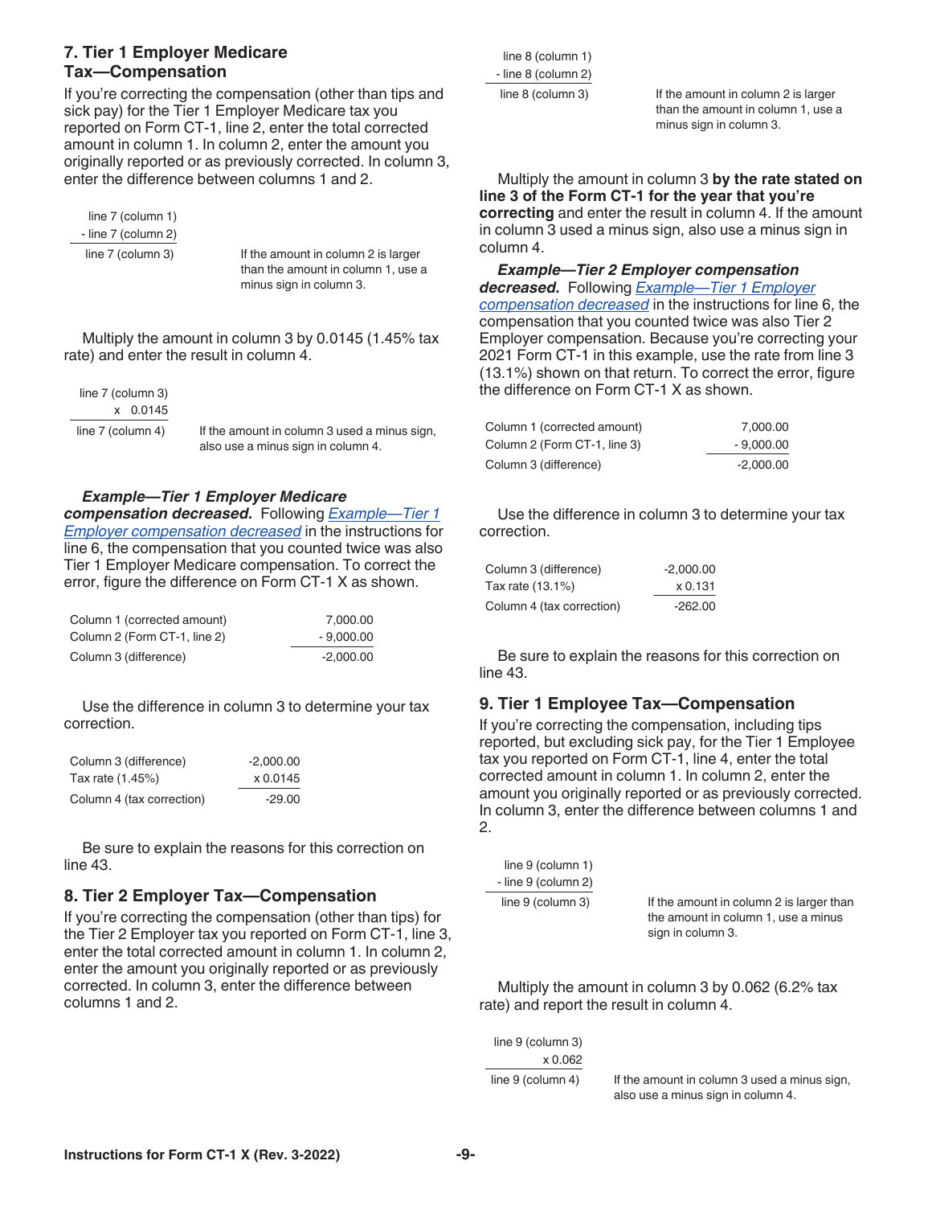### 7. Tier 1 Employer Medicare Tax—Compensation

If you're correcting the compensation (other than tips and sick pay) for the Tier 1 Employer Medicare tax you reported on Form CT-1, line 2, enter the total corrected amount in column 1. In column 2, enter the amount you originally reported or as previously corrected. In column 3, enter the difference between columns 1 and 2.

| | |
|---|---|
| line 7 (column 1) | |
| - line 7 (column 2) | |
| line 7 (column 3) | If the amount in column 2 is larger than the amount in column 1, use a minus sign in column 3. |

Multiply the amount in column 3 by 0.0145 (1.45% tax rate) and enter the result in column 4.

| | |
|---|---|
| line 7 (column 3) | |
| x 0.0145 | |
| line 7 (column 4) | If the amount in column 3 used a minus sign, also use a minus sign in column 4. |

***Example—Tier 1 Employer Medicare compensation decreased.*** Following *Example—Tier 1 Employer compensation decreased* in the instructions for line 6, the compensation that you counted twice was also Tier 1 Employer Medicare compensation. To correct the error, figure the difference on Form CT-1 X as shown.

| | |
|---|---:|
| Column 1 (corrected amount) | 7,000.00 |
| Column 2 (Form CT-1, line 2) | - 9,000.00 |
| Column 3 (difference) | -2,000.00 |

Use the difference in column 3 to determine your tax correction.

| | |
|---|---:|
| Column 3 (difference) | -2,000.00 |
| Tax rate (1.45%) | x 0.0145 |
| Column 4 (tax correction) | -29.00 |

Be sure to explain the reasons for this correction on line 43.

### 8. Tier 2 Employer Tax—Compensation

If you're correcting the compensation (other than tips) for the Tier 2 Employer tax you reported on Form CT-1, line 3, enter the total corrected amount in column 1. In column 2, enter the amount you originally reported or as previously corrected. In column 3, enter the difference between columns 1 and 2.

| | |
|---|---|
| line 8 (column 1) | |
| - line 8 (column 2) | |
| line 8 (column 3) | If the amount in column 2 is larger than the amount in column 1, use a minus sign in column 3. |

Multiply the amount in column 3 **by the rate stated on line 3 of the Form CT-1 for the year that you're correcting** and enter the result in column 4. If the amount in column 3 used a minus sign, also use a minus sign in column 4.

***Example—Tier 2 Employer compensation decreased.*** Following *Example—Tier 1 Employer compensation decreased* in the instructions for line 6, the compensation that you counted twice was also Tier 2 Employer compensation. Because you're correcting your 2021 Form CT-1 in this example, use the rate from line 3 (13.1%) shown on that return. To correct the error, figure the difference on Form CT-1 X as shown.

| | |
|---|---:|
| Column 1 (corrected amount) | 7,000.00 |
| Column 2 (Form CT-1, line 3) | - 9,000.00 |
| Column 3 (difference) | -2,000.00 |

Use the difference in column 3 to determine your tax correction.

| | |
|---|---:|
| Column 3 (difference) | -2,000.00 |
| Tax rate (13.1%) | x 0.131 |
| Column 4 (tax correction) | -262.00 |

Be sure to explain the reasons for this correction on line 43.

### 9. Tier 1 Employee Tax—Compensation

If you're correcting the compensation, including tips reported, but excluding sick pay, for the Tier 1 Employee tax you reported on Form CT-1, line 4, enter the total corrected amount in column 1. In column 2, enter the amount you originally reported or as previously corrected. In column 3, enter the difference between columns 1 and 2.

| | |
|---|---|
| line 9 (column 1) | |
| - line 9 (column 2) | |
| line 9 (column 3) | If the amount in column 2 is larger than the amount in column 1, use a minus sign in column 3. |

Multiply the amount in column 3 by 0.062 (6.2% tax rate) and report the result in column 4.

| | |
|---|---|
| line 9 (column 3) | |
| x 0.062 | |
| line 9 (column 4) | If the amount in column 3 used a minus sign, also use a minus sign in column 4. |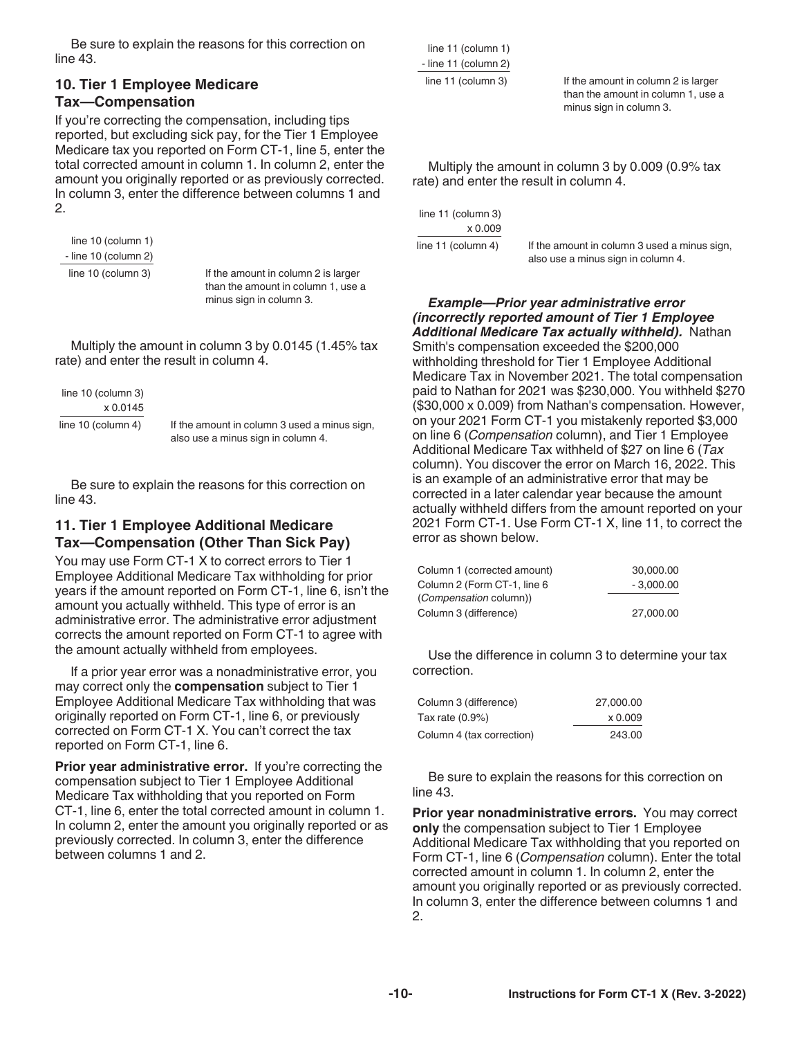Be sure to explain the reasons for this correction on line 43.

### 10. Tier 1 Employee Medicare Tax—Compensation

If you're correcting the compensation, including tips reported, but excluding sick pay, for the Tier 1 Employee Medicare tax you reported on Form CT-1, line 5, enter the total corrected amount in column 1. In column 2, enter the amount you originally reported or as previously corrected. In column 3, enter the difference between columns 1 and 2.

| | |
|---|---|
| line 10 (column 1) | |
| - line 10 (column 2) | |
| line 10 (column 3) | If the amount in column 2 is larger than the amount in column 1, use a minus sign in column 3. |

Multiply the amount in column 3 by 0.0145 (1.45% tax rate) and enter the result in column 4.

| | |
|---|---|
| line 10 (column 3) | |
| x 0.0145 | |
| line 10 (column 4) | If the amount in column 3 used a minus sign, also use a minus sign in column 4. |

Be sure to explain the reasons for this correction on line 43.

### 11. Tier 1 Employee Additional Medicare Tax—Compensation (Other Than Sick Pay)

You may use Form CT-1 X to correct errors to Tier 1 Employee Additional Medicare Tax withholding for prior years if the amount reported on Form CT-1, line 6, isn't the amount you actually withheld. This type of error is an administrative error. The administrative error adjustment corrects the amount reported on Form CT-1 to agree with the amount actually withheld from employees.

If a prior year error was a nonadministrative error, you may correct only the **compensation** subject to Tier 1 Employee Additional Medicare Tax withholding that was originally reported on Form CT-1, line 6, or previously corrected on Form CT-1 X. You can't correct the tax reported on Form CT-1, line 6.

**Prior year administrative error.** If you're correcting the compensation subject to Tier 1 Employee Additional Medicare Tax withholding that you reported on Form CT-1, line 6, enter the total corrected amount in column 1. In column 2, enter the amount you originally reported or as previously corrected. In column 3, enter the difference between columns 1 and 2.

| | |
|---|---|
| line 11 (column 1) | |
| - line 11 (column 2) | |
| line 11 (column 3) | If the amount in column 2 is larger than the amount in column 1, use a minus sign in column 3. |

Multiply the amount in column 3 by 0.009 (0.9% tax rate) and enter the result in column 4.

| | |
|---|---|
| line 11 (column 3) | |
| x 0.009 | |
| line 11 (column 4) | If the amount in column 3 used a minus sign, also use a minus sign in column 4. |

***Example—Prior year administrative error (incorrectly reported amount of Tier 1 Employee Additional Medicare Tax actually withheld).*** Nathan Smith's compensation exceeded the $200,000 withholding threshold for Tier 1 Employee Additional Medicare Tax in November 2021. The total compensation paid to Nathan for 2021 was $230,000. You withheld $270 ($30,000 x 0.009) from Nathan's compensation. However, on your 2021 Form CT-1 you mistakenly reported $3,000 on line 6 (*Compensation* column), and Tier 1 Employee Additional Medicare Tax withheld of $27 on line 6 (*Tax* column). You discover the error on March 16, 2022. This is an example of an administrative error that may be corrected in a later calendar year because the amount actually withheld differs from the amount reported on your 2021 Form CT-1. Use Form CT-1 X, line 11, to correct the error as shown below.

| | |
|---|---|
| Column 1 (corrected amount) | 30,000.00 |
| Column 2 (Form CT-1, line 6 (*Compensation* column)) | - 3,000.00 |
| Column 3 (difference) | 27,000.00 |

Use the difference in column 3 to determine your tax correction.

| | |
|---|---|
| Column 3 (difference) | 27,000.00 |
| Tax rate (0.9%) | x 0.009 |
| Column 4 (tax correction) | 243.00 |

Be sure to explain the reasons for this correction on line 43.

**Prior year nonadministrative errors.** You may correct **only** the compensation subject to Tier 1 Employee Additional Medicare Tax withholding that you reported on Form CT-1, line 6 (*Compensation* column). Enter the total corrected amount in column 1. In column 2, enter the amount you originally reported or as previously corrected. In column 3, enter the difference between columns 1 and 2.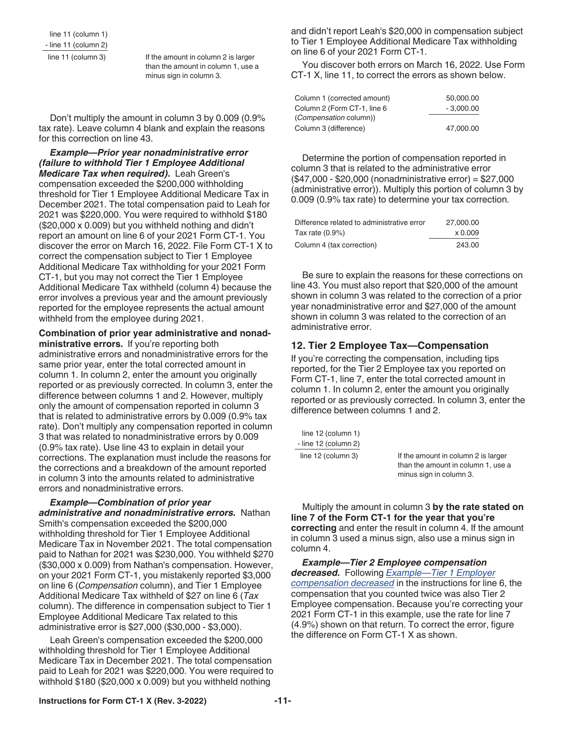```
line 11 (column 1)
- line 11 (column 2)
line 11 (column 3)
```

If the amount in column 2 is larger than the amount in column 1, use a minus sign in column 3.

Don't multiply the amount in column 3 by 0.009 (0.9% tax rate). Leave column 4 blank and explain the reasons for this correction on line 43.

***Example—Prior year nonadministrative error (failure to withhold Tier 1 Employee Additional Medicare Tax when required).*** Leah Green's compensation exceeded the $200,000 withholding threshold for Tier 1 Employee Additional Medicare Tax in December 2021. The total compensation paid to Leah for 2021 was $220,000. You were required to withhold $180 ($20,000 x 0.009) but you withheld nothing and didn't report an amount on line 6 of your 2021 Form CT-1. You discover the error on March 16, 2022. File Form CT-1 X to correct the compensation subject to Tier 1 Employee Additional Medicare Tax withholding for your 2021 Form CT-1, but you may not correct the Tier 1 Employee Additional Medicare Tax withheld (column 4) because the error involves a previous year and the amount previously reported for the employee represents the actual amount withheld from the employee during 2021.

**Combination of prior year administrative and nonadministrative errors.** If you're reporting both administrative errors and nonadministrative errors for the same prior year, enter the total corrected amount in column 1. In column 2, enter the amount you originally reported or as previously corrected. In column 3, enter the difference between columns 1 and 2. However, multiply only the amount of compensation reported in column 3 that is related to administrative errors by 0.009 (0.9% tax rate). Don't multiply any compensation reported in column 3 that was related to nonadministrative errors by 0.009 (0.9% tax rate). Use line 43 to explain in detail your corrections. The explanation must include the reasons for the corrections and a breakdown of the amount reported in column 3 into the amounts related to administrative errors and nonadministrative errors.

***Example—Combination of prior year administrative and nonadministrative errors.*** Nathan Smith's compensation exceeded the $200,000 withholding threshold for Tier 1 Employee Additional Medicare Tax in November 2021. The total compensation paid to Nathan for 2021 was $230,000. You withheld $270 ($30,000 x 0.009) from Nathan's compensation. However, on your 2021 Form CT-1, you mistakenly reported $3,000 on line 6 (*Compensation* column), and Tier 1 Employee Additional Medicare Tax withheld of $27 on line 6 (*Tax* column). The difference in compensation subject to Tier 1 Employee Additional Medicare Tax related to this administrative error is $27,000 ($30,000 - $3,000).

Leah Green's compensation exceeded the $200,000 withholding threshold for Tier 1 Employee Additional Medicare Tax in December 2021. The total compensation paid to Leah for 2021 was $220,000. You were required to withhold $180 ($20,000 x 0.009) but you withheld nothing and didn't report Leah's $20,000 in compensation subject to Tier 1 Employee Additional Medicare Tax withholding on line 6 of your 2021 Form CT-1.

You discover both errors on March 16, 2022. Use Form CT-1 X, line 11, to correct the errors as shown below.

| | |
|---|---|
| Column 1 (corrected amount) | 50,000.00 |
| Column 2 (Form CT-1, line 6 (*Compensation* column)) | - 3,000.00 |
| Column 3 (difference) | 47,000.00 |

Determine the portion of compensation reported in column 3 that is related to the administrative error ($47,000 - $20,000 (nonadministrative error) = $27,000 (administrative error)). Multiply this portion of column 3 by 0.009 (0.9% tax rate) to determine your tax correction.

| | |
|---|---|
| Difference related to administrative error | 27,000.00 |
| Tax rate (0.9%) | x 0.009 |
| Column 4 (tax correction) | 243.00 |

Be sure to explain the reasons for these corrections on line 43. You must also report that $20,000 of the amount shown in column 3 was related to the correction of a prior year nonadministrative error and $27,000 of the amount shown in column 3 was related to the correction of an administrative error.

## 12. Tier 2 Employee Tax—Compensation

If you're correcting the compensation, including tips reported, for the Tier 2 Employee tax you reported on Form CT-1, line 7, enter the total corrected amount in column 1. In column 2, enter the amount you originally reported or as previously corrected. In column 3, enter the difference between columns 1 and 2.

```
line 12 (column 1)
- line 12 (column 2)
line 12 (column 3)
```

If the amount in column 2 is larger than the amount in column 1, use a minus sign in column 3.

Multiply the amount in column 3 **by the rate stated on line 7 of the Form CT-1 for the year that you're correcting** and enter the result in column 4. If the amount in column 3 used a minus sign, also use a minus sign in column 4.

***Example—Tier 2 Employee compensation decreased.*** Following *Example—Tier 1 Employer compensation decreased* in the instructions for line 6, the compensation that you counted twice was also Tier 2 Employee compensation. Because you're correcting your 2021 Form CT-1 in this example, use the rate for line 7 (4.9%) shown on that return. To correct the error, figure the difference on Form CT-1 X as shown.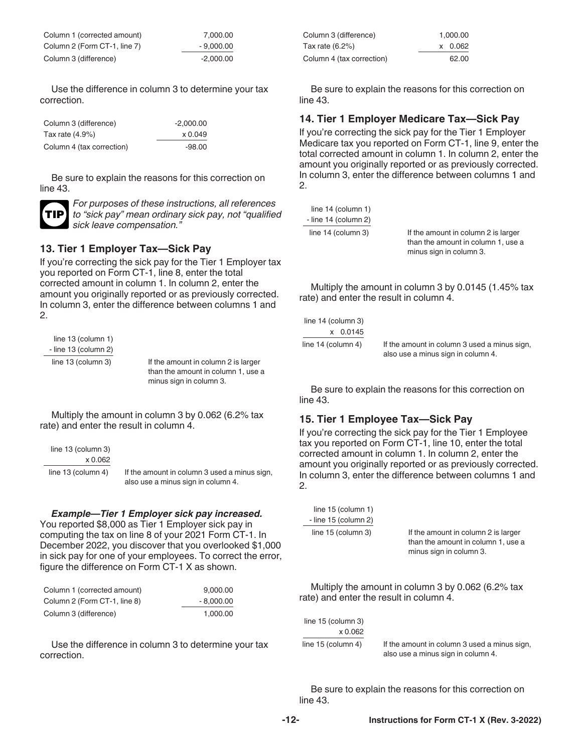| | |
|---|---|
| Column 1 (corrected amount) | 7,000.00 |
| Column 2 (Form CT-1, line 7) | - 9,000.00 |
| Column 3 (difference) | -2,000.00 |

Use the difference in column 3 to determine your tax correction.

| | |
|---|---|
| Column 3 (difference) | -2,000.00 |
| Tax rate (4.9%) | x 0.049 |
| Column 4 (tax correction) | -98.00 |

Be sure to explain the reasons for this correction on line 43.

**TIP** *For purposes of these instructions, all references to "sick pay" mean ordinary sick pay, not "qualified sick leave compensation."*

### 13. Tier 1 Employer Tax—Sick Pay

If you're correcting the sick pay for the Tier 1 Employer tax you reported on Form CT-1, line 8, enter the total corrected amount in column 1. In column 2, enter the amount you originally reported or as previously corrected. In column 3, enter the difference between columns 1 and 2.

| | |
|---|---|
| line 13 (column 1) | |
| - line 13 (column 2) | |
| line 13 (column 3) | If the amount in column 2 is larger than the amount in column 1, use a minus sign in column 3. |

Multiply the amount in column 3 by 0.062 (6.2% tax rate) and enter the result in column 4.

| | |
|---|---|
| line 13 (column 3) | |
| x 0.062 | |
| line 13 (column 4) | If the amount in column 3 used a minus sign, also use a minus sign in column 4. |

***Example—Tier 1 Employer sick pay increased.*** You reported $8,000 as Tier 1 Employer sick pay in computing the tax on line 8 of your 2021 Form CT-1. In December 2022, you discover that you overlooked $1,000 in sick pay for one of your employees. To correct the error, figure the difference on Form CT-1 X as shown.

| | |
|---|---|
| Column 1 (corrected amount) | 9,000.00 |
| Column 2 (Form CT-1, line 8) | - 8,000.00 |
| Column 3 (difference) | 1,000.00 |

Use the difference in column 3 to determine your tax correction.

| | |
|---|---|
| Column 3 (difference) | 1,000.00 |
| Tax rate (6.2%) | x 0.062 |
| Column 4 (tax correction) | 62.00 |

Be sure to explain the reasons for this correction on line 43.

### 14. Tier 1 Employer Medicare Tax—Sick Pay

If you're correcting the sick pay for the Tier 1 Employer Medicare tax you reported on Form CT-1, line 9, enter the total corrected amount in column 1. In column 2, enter the amount you originally reported or as previously corrected. In column 3, enter the difference between columns 1 and 2.

| | |
|---|---|
| line 14 (column 1) | |
| - line 14 (column 2) | |
| line 14 (column 3) | If the amount in column 2 is larger than the amount in column 1, use a minus sign in column 3. |

Multiply the amount in column 3 by 0.0145 (1.45% tax rate) and enter the result in column 4.

| | |
|---|---|
| line 14 (column 3) | |
| x 0.0145 | |
| line 14 (column 4) | If the amount in column 3 used a minus sign, also use a minus sign in column 4. |

Be sure to explain the reasons for this correction on line 43.

### 15. Tier 1 Employee Tax—Sick Pay

If you're correcting the sick pay for the Tier 1 Employee tax you reported on Form CT-1, line 10, enter the total corrected amount in column 1. In column 2, enter the amount you originally reported or as previously corrected. In column 3, enter the difference between columns 1 and 2.

| | |
|---|---|
| line 15 (column 1) | |
| - line 15 (column 2) | |
| line 15 (column 3) | If the amount in column 2 is larger than the amount in column 1, use a minus sign in column 3. |

Multiply the amount in column 3 by 0.062 (6.2% tax rate) and enter the result in column 4.

| | |
|---|---|
| line 15 (column 3) | |
| x 0.062 | |
| line 15 (column 4) | If the amount in column 3 used a minus sign, also use a minus sign in column 4. |

Be sure to explain the reasons for this correction on line 43.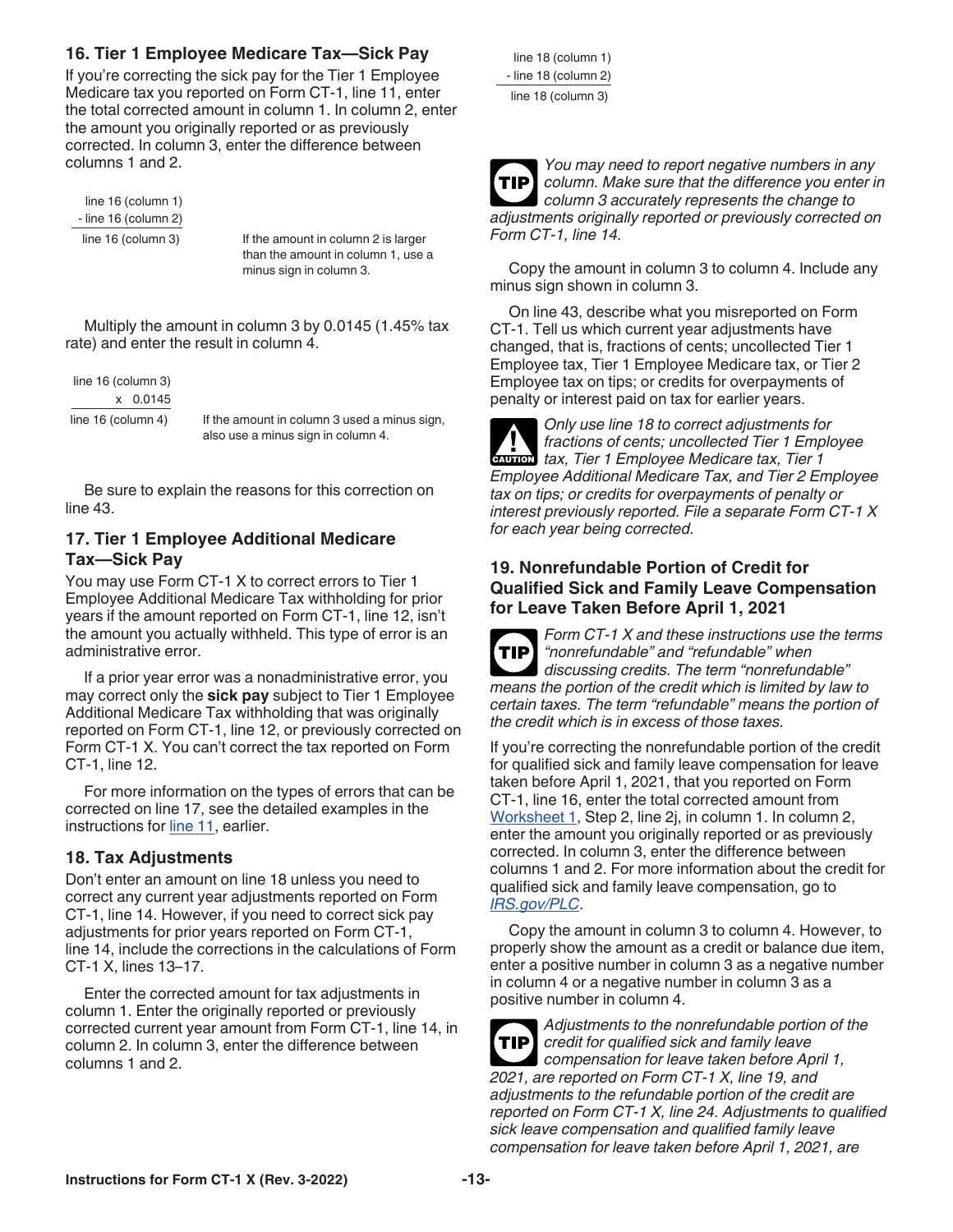### 16. Tier 1 Employee Medicare Tax—Sick Pay

If you're correcting the sick pay for the Tier 1 Employee Medicare tax you reported on Form CT-1, line 11, enter the total corrected amount in column 1. In column 2, enter the amount you originally reported or as previously corrected. In column 3, enter the difference between columns 1 and 2.

```
  line 16 (column 1)
- line 16 (column 2)
  line 16 (column 3)
```

If the amount in column 2 is larger than the amount in column 1, use a minus sign in column 3.

Multiply the amount in column 3 by 0.0145 (1.45% tax rate) and enter the result in column 4.

```
line 16 (column 3)
       x  0.0145
line 16 (column 4)
```

If the amount in column 3 used a minus sign, also use a minus sign in column 4.

Be sure to explain the reasons for this correction on line 43.

### 17. Tier 1 Employee Additional Medicare Tax—Sick Pay

You may use Form CT-1 X to correct errors to Tier 1 Employee Additional Medicare Tax withholding for prior years if the amount reported on Form CT-1, line 12, isn't the amount you actually withheld. This type of error is an administrative error.

If a prior year error was a nonadministrative error, you may correct only the **sick pay** subject to Tier 1 Employee Additional Medicare Tax withholding that was originally reported on Form CT-1, line 12, or previously corrected on Form CT-1 X. You can't correct the tax reported on Form CT-1, line 12.

For more information on the types of errors that can be corrected on line 17, see the detailed examples in the instructions for line 11, earlier.

### 18. Tax Adjustments

Don't enter an amount on line 18 unless you need to correct any current year adjustments reported on Form CT-1, line 14. However, if you need to correct sick pay adjustments for prior years reported on Form CT-1, line 14, include the corrections in the calculations of Form CT-1 X, lines 13–17.

Enter the corrected amount for tax adjustments in column 1. Enter the originally reported or previously corrected current year amount from Form CT-1, line 14, in column 2. In column 3, enter the difference between columns 1 and 2.

```
  line 18 (column 1)
- line 18 (column 2)
  line 18 (column 3)
```

**TIP** *You may need to report negative numbers in any column. Make sure that the difference you enter in column 3 accurately represents the change to adjustments originally reported or previously corrected on Form CT-1, line 14.*

Copy the amount in column 3 to column 4. Include any minus sign shown in column 3.

On line 43, describe what you misreported on Form CT-1. Tell us which current year adjustments have changed, that is, fractions of cents; uncollected Tier 1 Employee tax, Tier 1 Employee Medicare tax, or Tier 2 Employee tax on tips; or credits for overpayments of penalty or interest paid on tax for earlier years.

**CAUTION** *Only use line 18 to correct adjustments for fractions of cents; uncollected Tier 1 Employee tax, Tier 1 Employee Medicare tax, Tier 1 Employee Additional Medicare Tax, and Tier 2 Employee tax on tips; or credits for overpayments of penalty or interest previously reported. File a separate Form CT-1 X for each year being corrected.*

### 19. Nonrefundable Portion of Credit for Qualified Sick and Family Leave Compensation for Leave Taken Before April 1, 2021

**TIP** *Form CT-1 X and these instructions use the terms "nonrefundable" and "refundable" when discussing credits. The term "nonrefundable" means the portion of the credit which is limited by law to certain taxes. The term "refundable" means the portion of the credit which is in excess of those taxes.*

If you're correcting the nonrefundable portion of the credit for qualified sick and family leave compensation for leave taken before April 1, 2021, that you reported on Form CT-1, line 16, enter the total corrected amount from Worksheet 1, Step 2, line 2j, in column 1. In column 2, enter the amount you originally reported or as previously corrected. In column 3, enter the difference between columns 1 and 2. For more information about the credit for qualified sick and family leave compensation, go to *IRS.gov/PLC*.

Copy the amount in column 3 to column 4. However, to properly show the amount as a credit or balance due item, enter a positive number in column 3 as a negative number in column 4 or a negative number in column 3 as a positive number in column 4.

**TIP** *Adjustments to the nonrefundable portion of the credit for qualified sick and family leave compensation for leave taken before April 1, 2021, are reported on Form CT-1 X, line 19, and adjustments to the refundable portion of the credit are reported on Form CT-1 X, line 24. Adjustments to qualified sick leave compensation and qualified family leave compensation for leave taken before April 1, 2021, are*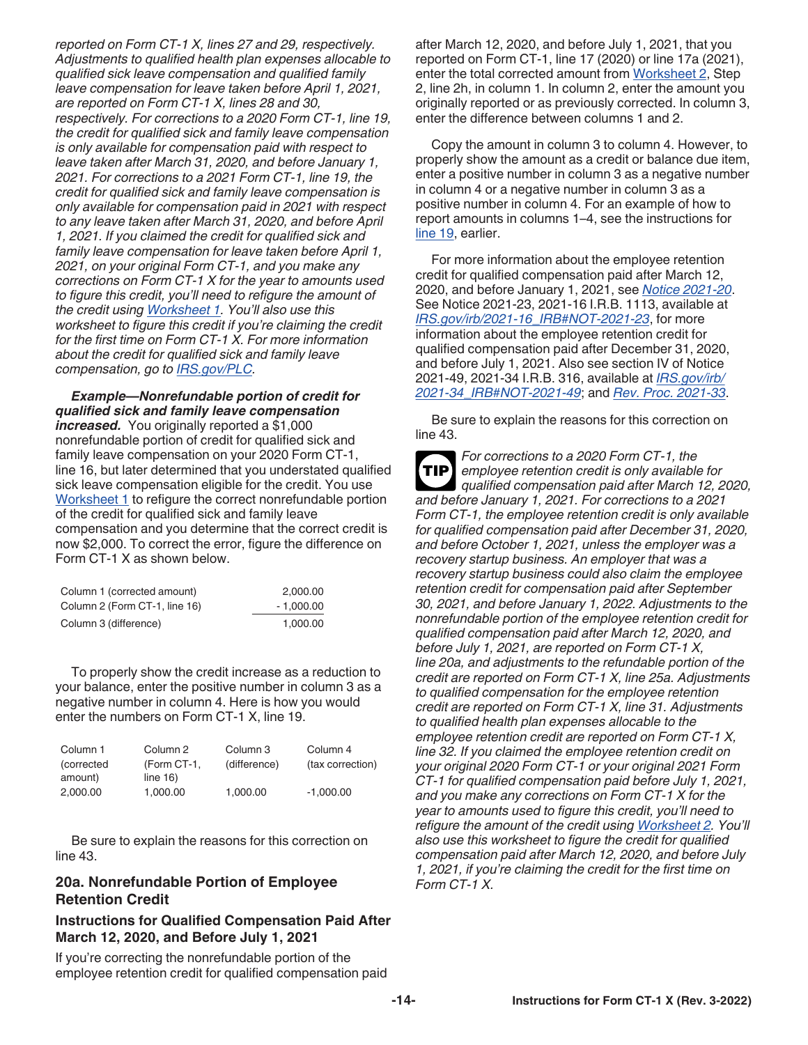*reported on Form CT-1 X, lines 27 and 29, respectively. Adjustments to qualified health plan expenses allocable to qualified sick leave compensation and qualified family leave compensation for leave taken before April 1, 2021, are reported on Form CT-1 X, lines 28 and 30, respectively. For corrections to a 2020 Form CT-1, line 19, the credit for qualified sick and family leave compensation is only available for compensation paid with respect to leave taken after March 31, 2020, and before January 1, 2021. For corrections to a 2021 Form CT-1, line 19, the credit for qualified sick and family leave compensation is only available for compensation paid in 2021 with respect to any leave taken after March 31, 2020, and before April 1, 2021. If you claimed the credit for qualified sick and family leave compensation for leave taken before April 1, 2021, on your original Form CT-1, and you make any corrections on Form CT-1 X for the year to amounts used to figure this credit, you'll need to refigure the amount of the credit using Worksheet 1. You'll also use this worksheet to figure this credit if you're claiming the credit for the first time on Form CT-1 X. For more information about the credit for qualified sick and family leave compensation, go to IRS.gov/PLC.*

***Example—Nonrefundable portion of credit for qualified sick and family leave compensation increased.*** You originally reported a $1,000 nonrefundable portion of credit for qualified sick and family leave compensation on your 2020 Form CT-1, line 16, but later determined that you understated qualified sick leave compensation eligible for the credit. You use Worksheet 1 to refigure the correct nonrefundable portion of the credit for qualified sick and family leave compensation and you determine that the correct credit is now $2,000. To correct the error, figure the difference on Form CT-1 X as shown below.

| | |
|---|---|
| Column 1 (corrected amount) | 2,000.00 |
| Column 2 (Form CT-1, line 16) | - 1,000.00 |
| Column 3 (difference) | 1,000.00 |

To properly show the credit increase as a reduction to your balance, enter the positive number in column 3 as a negative number in column 4. Here is how you would enter the numbers on Form CT-1 X, line 19.

| Column 1 (corrected amount) | Column 2 (Form CT-1, line 16) | Column 3 (difference) | Column 4 (tax correction) |
|---|---|---|---|
| 2,000.00 | 1,000.00 | 1,000.00 | -1,000.00 |

Be sure to explain the reasons for this correction on line 43.

## 20a. Nonrefundable Portion of Employee Retention Credit

### Instructions for Qualified Compensation Paid After March 12, 2020, and Before July 1, 2021

If you're correcting the nonrefundable portion of the employee retention credit for qualified compensation paid after March 12, 2020, and before July 1, 2021, that you reported on Form CT-1, line 17 (2020) or line 17a (2021), enter the total corrected amount from Worksheet 2, Step 2, line 2h, in column 1. In column 2, enter the amount you originally reported or as previously corrected. In column 3, enter the difference between columns 1 and 2.

Copy the amount in column 3 to column 4. However, to properly show the amount as a credit or balance due item, enter a positive number in column 3 as a negative number in column 4 or a negative number in column 3 as a positive number in column 4. For an example of how to report amounts in columns 1–4, see the instructions for line 19, earlier.

For more information about the employee retention credit for qualified compensation paid after March 12, 2020, and before January 1, 2021, see *Notice 2021-20*. See Notice 2021-23, 2021-16 I.R.B. 1113, available at *IRS.gov/irb/2021-16_IRB#NOT-2021-23*, for more information about the employee retention credit for qualified compensation paid after December 31, 2020, and before July 1, 2021. Also see section IV of Notice 2021-49, 2021-34 I.R.B. 316, available at *IRS.gov/irb/2021-34_IRB#NOT-2021-49*; and *Rev. Proc. 2021-33*.

Be sure to explain the reasons for this correction on line 43.

**TIP** *For corrections to a 2020 Form CT-1, the employee retention credit is only available for qualified compensation paid after March 12, 2020, and before January 1, 2021. For corrections to a 2021 Form CT-1, the employee retention credit is only available for qualified compensation paid after December 31, 2020, and before October 1, 2021, unless the employer was a recovery startup business. An employer that was a recovery startup business could also claim the employee retention credit for compensation paid after September 30, 2021, and before January 1, 2022. Adjustments to the nonrefundable portion of the employee retention credit for qualified compensation paid after March 12, 2020, and before July 1, 2021, are reported on Form CT-1 X, line 20a, and adjustments to the refundable portion of the credit are reported on Form CT-1 X, line 25a. Adjustments to qualified compensation for the employee retention credit are reported on Form CT-1 X, line 31. Adjustments to qualified health plan expenses allocable to the employee retention credit are reported on Form CT-1 X, line 32. If you claimed the employee retention credit on your original 2020 Form CT-1 or your original 2021 Form CT-1 for qualified compensation paid before July 1, 2021, and you make any corrections on Form CT-1 X for the year to amounts used to figure this credit, you'll need to refigure the amount of the credit using Worksheet 2. You'll also use this worksheet to figure the credit for qualified compensation paid after March 12, 2020, and before July 1, 2021, if you're claiming the credit for the first time on Form CT-1 X.*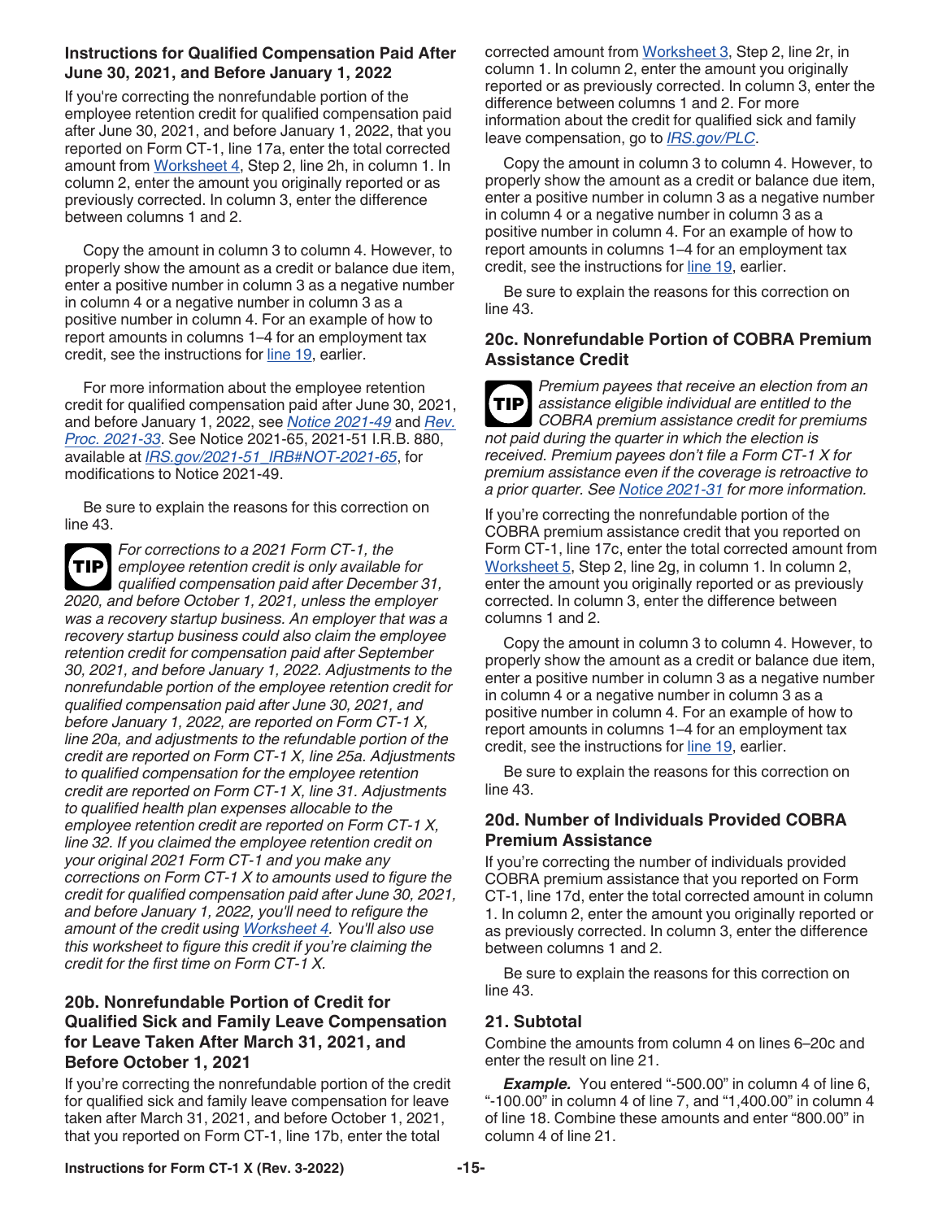**Instructions for Qualified Compensation Paid After June 30, 2021, and Before January 1, 2022**

If you're correcting the nonrefundable portion of the employee retention credit for qualified compensation paid after June 30, 2021, and before January 1, 2022, that you reported on Form CT-1, line 17a, enter the total corrected amount from Worksheet 4, Step 2, line 2h, in column 1. In column 2, enter the amount you originally reported or as previously corrected. In column 3, enter the difference between columns 1 and 2.

Copy the amount in column 3 to column 4. However, to properly show the amount as a credit or balance due item, enter a positive number in column 3 as a negative number in column 4 or a negative number in column 3 as a positive number in column 4. For an example of how to report amounts in columns 1–4 for an employment tax credit, see the instructions for line 19, earlier.

For more information about the employee retention credit for qualified compensation paid after June 30, 2021, and before January 1, 2022, see *Notice 2021-49* and *Rev. Proc. 2021-33*. See Notice 2021-65, 2021-51 I.R.B. 880, available at *IRS.gov/2021-51_IRB#NOT-2021-65*, for modifications to Notice 2021-49.

Be sure to explain the reasons for this correction on line 43.

**TIP** *For corrections to a 2021 Form CT-1, the employee retention credit is only available for qualified compensation paid after December 31, 2020, and before October 1, 2021, unless the employer was a recovery startup business. An employer that was a recovery startup business could also claim the employee retention credit for compensation paid after September 30, 2021, and before January 1, 2022. Adjustments to the nonrefundable portion of the employee retention credit for qualified compensation paid after June 30, 2021, and before January 1, 2022, are reported on Form CT-1 X, line 20a, and adjustments to the refundable portion of the credit are reported on Form CT-1 X, line 25a. Adjustments to qualified compensation for the employee retention credit are reported on Form CT-1 X, line 31. Adjustments to qualified health plan expenses allocable to the employee retention credit are reported on Form CT-1 X, line 32. If you claimed the employee retention credit on your original 2021 Form CT-1 and you make any corrections on Form CT-1 X to amounts used to figure the credit for qualified compensation paid after June 30, 2021, and before January 1, 2022, you'll need to refigure the amount of the credit using Worksheet 4. You'll also use this worksheet to figure this credit if you're claiming the credit for the first time on Form CT-1 X.*

## 20b. Nonrefundable Portion of Credit for Qualified Sick and Family Leave Compensation for Leave Taken After March 31, 2021, and Before October 1, 2021

If you're correcting the nonrefundable portion of the credit for qualified sick and family leave compensation for leave taken after March 31, 2021, and before October 1, 2021, that you reported on Form CT-1, line 17b, enter the total corrected amount from Worksheet 3, Step 2, line 2r, in column 1. In column 2, enter the amount you originally reported or as previously corrected. In column 3, enter the difference between columns 1 and 2. For more information about the credit for qualified sick and family leave compensation, go to *IRS.gov/PLC*.

Copy the amount in column 3 to column 4. However, to properly show the amount as a credit or balance due item, enter a positive number in column 3 as a negative number in column 4 or a negative number in column 3 as a positive number in column 4. For an example of how to report amounts in columns 1–4 for an employment tax credit, see the instructions for line 19, earlier.

Be sure to explain the reasons for this correction on line 43.

## 20c. Nonrefundable Portion of COBRA Premium Assistance Credit

**TIP** *Premium payees that receive an election from an assistance eligible individual are entitled to the COBRA premium assistance credit for premiums not paid during the quarter in which the election is received. Premium payees don't file a Form CT-1 X for premium assistance even if the coverage is retroactive to a prior quarter. See Notice 2021-31 for more information.*

If you're correcting the nonrefundable portion of the COBRA premium assistance credit that you reported on Form CT-1, line 17c, enter the total corrected amount from Worksheet 5, Step 2, line 2g, in column 1. In column 2, enter the amount you originally reported or as previously corrected. In column 3, enter the difference between columns 1 and 2.

Copy the amount in column 3 to column 4. However, to properly show the amount as a credit or balance due item, enter a positive number in column 3 as a negative number in column 4 or a negative number in column 3 as a positive number in column 4. For an example of how to report amounts in columns 1–4 for an employment tax credit, see the instructions for line 19, earlier.

Be sure to explain the reasons for this correction on line 43.

## 20d. Number of Individuals Provided COBRA Premium Assistance

If you're correcting the number of individuals provided COBRA premium assistance that you reported on Form CT-1, line 17d, enter the total corrected amount in column 1. In column 2, enter the amount you originally reported or as previously corrected. In column 3, enter the difference between columns 1 and 2.

Be sure to explain the reasons for this correction on line 43.

## 21. Subtotal

Combine the amounts from column 4 on lines 6–20c and enter the result on line 21.

***Example.*** You entered "-500.00" in column 4 of line 6, "-100.00" in column 4 of line 7, and "1,400.00" in column 4 of line 18. Combine these amounts and enter "800.00" in column 4 of line 21.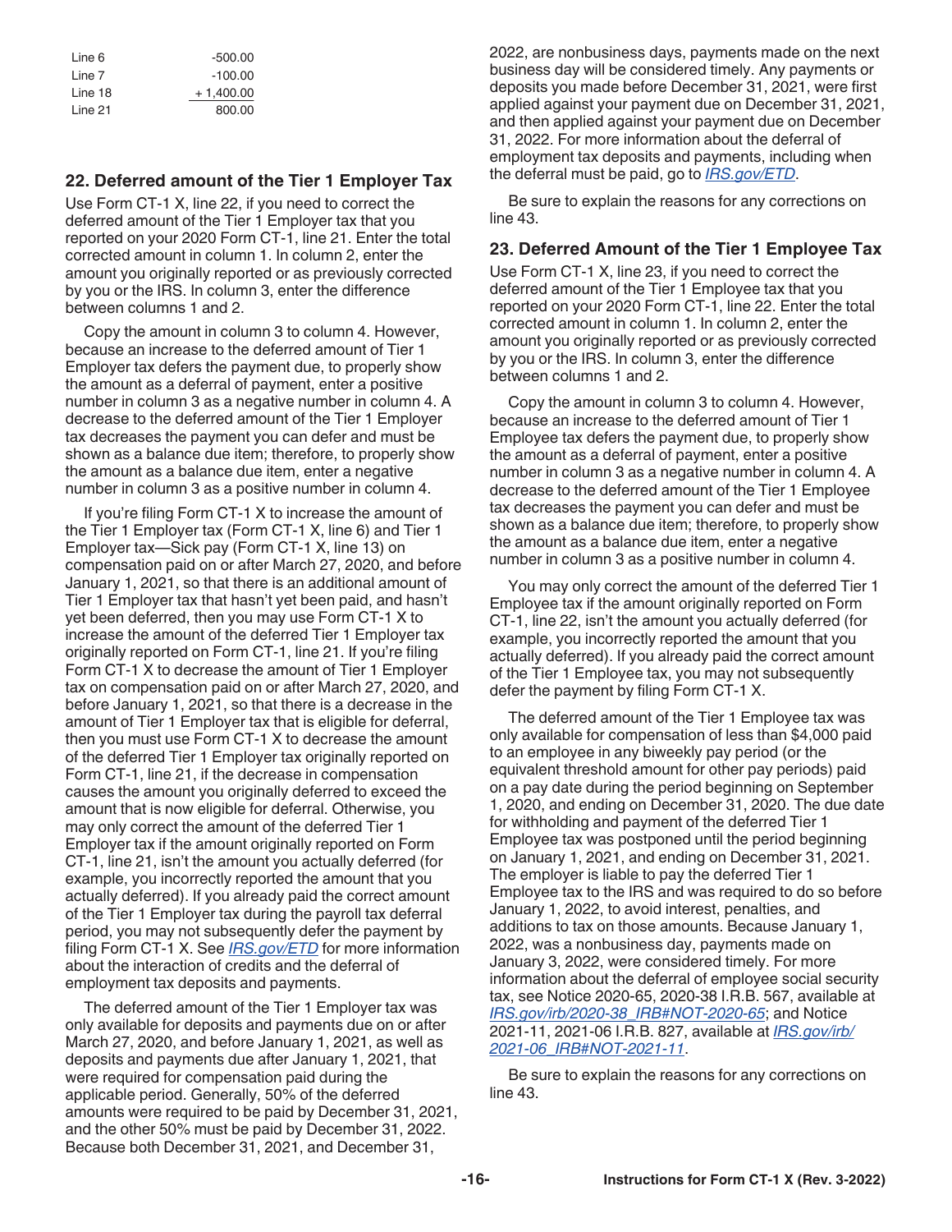| | |
|---|---|
| Line 6 | -500.00 |
| Line 7 | -100.00 |
| Line 18 | + 1,400.00 |
| Line 21 | 800.00 |

### 22. Deferred amount of the Tier 1 Employer Tax

Use Form CT-1 X, line 22, if you need to correct the deferred amount of the Tier 1 Employer tax that you reported on your 2020 Form CT-1, line 21. Enter the total corrected amount in column 1. In column 2, enter the amount you originally reported or as previously corrected by you or the IRS. In column 3, enter the difference between columns 1 and 2.

Copy the amount in column 3 to column 4. However, because an increase to the deferred amount of Tier 1 Employer tax defers the payment due, to properly show the amount as a deferral of payment, enter a positive number in column 3 as a negative number in column 4. A decrease to the deferred amount of the Tier 1 Employer tax decreases the payment you can defer and must be shown as a balance due item; therefore, to properly show the amount as a balance due item, enter a negative number in column 3 as a positive number in column 4.

If you're filing Form CT-1 X to increase the amount of the Tier 1 Employer tax (Form CT-1 X, line 6) and Tier 1 Employer tax—Sick pay (Form CT-1 X, line 13) on compensation paid on or after March 27, 2020, and before January 1, 2021, so that there is an additional amount of Tier 1 Employer tax that hasn't yet been paid, and hasn't yet been deferred, then you may use Form CT-1 X to increase the amount of the deferred Tier 1 Employer tax originally reported on Form CT-1, line 21. If you're filing Form CT-1 X to decrease the amount of Tier 1 Employer tax on compensation paid on or after March 27, 2020, and before January 1, 2021, so that there is a decrease in the amount of Tier 1 Employer tax that is eligible for deferral, then you must use Form CT-1 X to decrease the amount of the deferred Tier 1 Employer tax originally reported on Form CT-1, line 21, if the decrease in compensation causes the amount you originally deferred to exceed the amount that is now eligible for deferral. Otherwise, you may only correct the amount of the deferred Tier 1 Employer tax if the amount originally reported on Form CT-1, line 21, isn't the amount you actually deferred (for example, you incorrectly reported the amount that you actually deferred). If you already paid the correct amount of the Tier 1 Employer tax during the payroll tax deferral period, you may not subsequently defer the payment by filing Form CT-1 X. See *IRS.gov/ETD* for more information about the interaction of credits and the deferral of employment tax deposits and payments.

The deferred amount of the Tier 1 Employer tax was only available for deposits and payments due on or after March 27, 2020, and before January 1, 2021, as well as deposits and payments due after January 1, 2021, that were required for compensation paid during the applicable period. Generally, 50% of the deferred amounts were required to be paid by December 31, 2021, and the other 50% must be paid by December 31, 2022. Because both December 31, 2021, and December 31, 2022, are nonbusiness days, payments made on the next business day will be considered timely. Any payments or deposits you made before December 31, 2021, were first applied against your payment due on December 31, 2021, and then applied against your payment due on December 31, 2022. For more information about the deferral of employment tax deposits and payments, including when the deferral must be paid, go to *IRS.gov/ETD*.

Be sure to explain the reasons for any corrections on line 43.

### 23. Deferred Amount of the Tier 1 Employee Tax

Use Form CT-1 X, line 23, if you need to correct the deferred amount of the Tier 1 Employee tax that you reported on your 2020 Form CT-1, line 22. Enter the total corrected amount in column 1. In column 2, enter the amount you originally reported or as previously corrected by you or the IRS. In column 3, enter the difference between columns 1 and 2.

Copy the amount in column 3 to column 4. However, because an increase to the deferred amount of Tier 1 Employee tax defers the payment due, to properly show the amount as a deferral of payment, enter a positive number in column 3 as a negative number in column 4. A decrease to the deferred amount of the Tier 1 Employee tax decreases the payment you can defer and must be shown as a balance due item; therefore, to properly show the amount as a balance due item, enter a negative number in column 3 as a positive number in column 4.

You may only correct the amount of the deferred Tier 1 Employee tax if the amount originally reported on Form CT-1, line 22, isn't the amount you actually deferred (for example, you incorrectly reported the amount that you actually deferred). If you already paid the correct amount of the Tier 1 Employee tax, you may not subsequently defer the payment by filing Form CT-1 X.

The deferred amount of the Tier 1 Employee tax was only available for compensation of less than $4,000 paid to an employee in any biweekly pay period (or the equivalent threshold amount for other pay periods) paid on a pay date during the period beginning on September 1, 2020, and ending on December 31, 2020. The due date for withholding and payment of the deferred Tier 1 Employee tax was postponed until the period beginning on January 1, 2021, and ending on December 31, 2021. The employer is liable to pay the deferred Tier 1 Employee tax to the IRS and was required to do so before January 1, 2022, to avoid interest, penalties, and additions to tax on those amounts. Because January 1, 2022, was a nonbusiness day, payments made on January 3, 2022, were considered timely. For more information about the deferral of employee social security tax, see Notice 2020-65, 2020-38 I.R.B. 567, available at *IRS.gov/irb/2020-38_IRB#NOT-2020-65*; and Notice 2021-11, 2021-06 I.R.B. 827, available at *IRS.gov/irb/2021-06_IRB#NOT-2021-11*.

Be sure to explain the reasons for any corrections on line 43.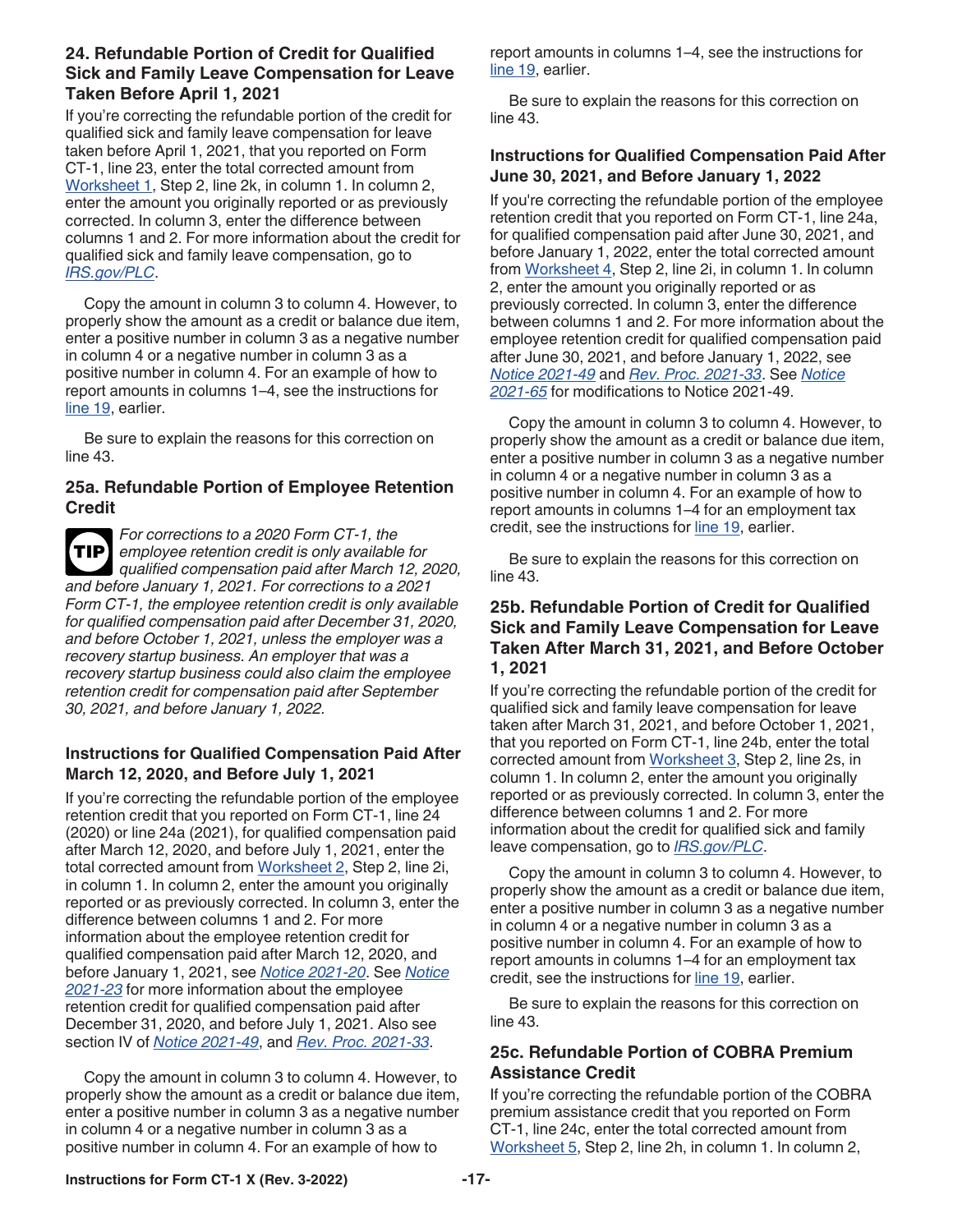### 24. Refundable Portion of Credit for Qualified Sick and Family Leave Compensation for Leave Taken Before April 1, 2021

If you're correcting the refundable portion of the credit for qualified sick and family leave compensation for leave taken before April 1, 2021, that you reported on Form CT-1, line 23, enter the total corrected amount from Worksheet 1, Step 2, line 2k, in column 1. In column 2, enter the amount you originally reported or as previously corrected. In column 3, enter the difference between columns 1 and 2. For more information about the credit for qualified sick and family leave compensation, go to *IRS.gov/PLC*.

Copy the amount in column 3 to column 4. However, to properly show the amount as a credit or balance due item, enter a positive number in column 3 as a negative number in column 4 or a negative number in column 3 as a positive number in column 4. For an example of how to report amounts in columns 1–4, see the instructions for line 19, earlier.

Be sure to explain the reasons for this correction on line 43.

### 25a. Refundable Portion of Employee Retention Credit

**TIP** *For corrections to a 2020 Form CT-1, the employee retention credit is only available for qualified compensation paid after March 12, 2020, and before January 1, 2021. For corrections to a 2021 Form CT-1, the employee retention credit is only available for qualified compensation paid after December 31, 2020, and before October 1, 2021, unless the employer was a recovery startup business. An employer that was a recovery startup business could also claim the employee retention credit for compensation paid after September 30, 2021, and before January 1, 2022.*

#### Instructions for Qualified Compensation Paid After March 12, 2020, and Before July 1, 2021

If you're correcting the refundable portion of the employee retention credit that you reported on Form CT-1, line 24 (2020) or line 24a (2021), for qualified compensation paid after March 12, 2020, and before July 1, 2021, enter the total corrected amount from Worksheet 2, Step 2, line 2i, in column 1. In column 2, enter the amount you originally reported or as previously corrected. In column 3, enter the difference between columns 1 and 2. For more information about the employee retention credit for qualified compensation paid after March 12, 2020, and before January 1, 2021, see *Notice 2021-20*. See *Notice 2021-23* for more information about the employee retention credit for qualified compensation paid after December 31, 2020, and before July 1, 2021. Also see section IV of *Notice 2021-49*, and *Rev. Proc. 2021-33*.

Copy the amount in column 3 to column 4. However, to properly show the amount as a credit or balance due item, enter a positive number in column 3 as a negative number in column 4 or a negative number in column 3 as a positive number in column 4. For an example of how to report amounts in columns 1–4, see the instructions for line 19, earlier.

Be sure to explain the reasons for this correction on line 43.

#### Instructions for Qualified Compensation Paid After June 30, 2021, and Before January 1, 2022

If you're correcting the refundable portion of the employee retention credit that you reported on Form CT-1, line 24a, for qualified compensation paid after June 30, 2021, and before January 1, 2022, enter the total corrected amount from Worksheet 4, Step 2, line 2i, in column 1. In column 2, enter the amount you originally reported or as previously corrected. In column 3, enter the difference between columns 1 and 2. For more information about the employee retention credit for qualified compensation paid after June 30, 2021, and before January 1, 2022, see *Notice 2021-49* and *Rev. Proc. 2021-33*. See *Notice 2021-65* for modifications to Notice 2021-49.

Copy the amount in column 3 to column 4. However, to properly show the amount as a credit or balance due item, enter a positive number in column 3 as a negative number in column 4 or a negative number in column 3 as a positive number in column 4. For an example of how to report amounts in columns 1–4 for an employment tax credit, see the instructions for line 19, earlier.

Be sure to explain the reasons for this correction on line 43.

### 25b. Refundable Portion of Credit for Qualified Sick and Family Leave Compensation for Leave Taken After March 31, 2021, and Before October 1, 2021

If you're correcting the refundable portion of the credit for qualified sick and family leave compensation for leave taken after March 31, 2021, and before October 1, 2021, that you reported on Form CT-1, line 24b, enter the total corrected amount from Worksheet 3, Step 2, line 2s, in column 1. In column 2, enter the amount you originally reported or as previously corrected. In column 3, enter the difference between columns 1 and 2. For more information about the credit for qualified sick and family leave compensation, go to *IRS.gov/PLC*.

Copy the amount in column 3 to column 4. However, to properly show the amount as a credit or balance due item, enter a positive number in column 3 as a negative number in column 4 or a negative number in column 3 as a positive number in column 4. For an example of how to report amounts in columns 1–4 for an employment tax credit, see the instructions for line 19, earlier.

Be sure to explain the reasons for this correction on line 43.

### 25c. Refundable Portion of COBRA Premium Assistance Credit

If you're correcting the refundable portion of the COBRA premium assistance credit that you reported on Form CT-1, line 24c, enter the total corrected amount from Worksheet 5, Step 2, line 2h, in column 1. In column 2,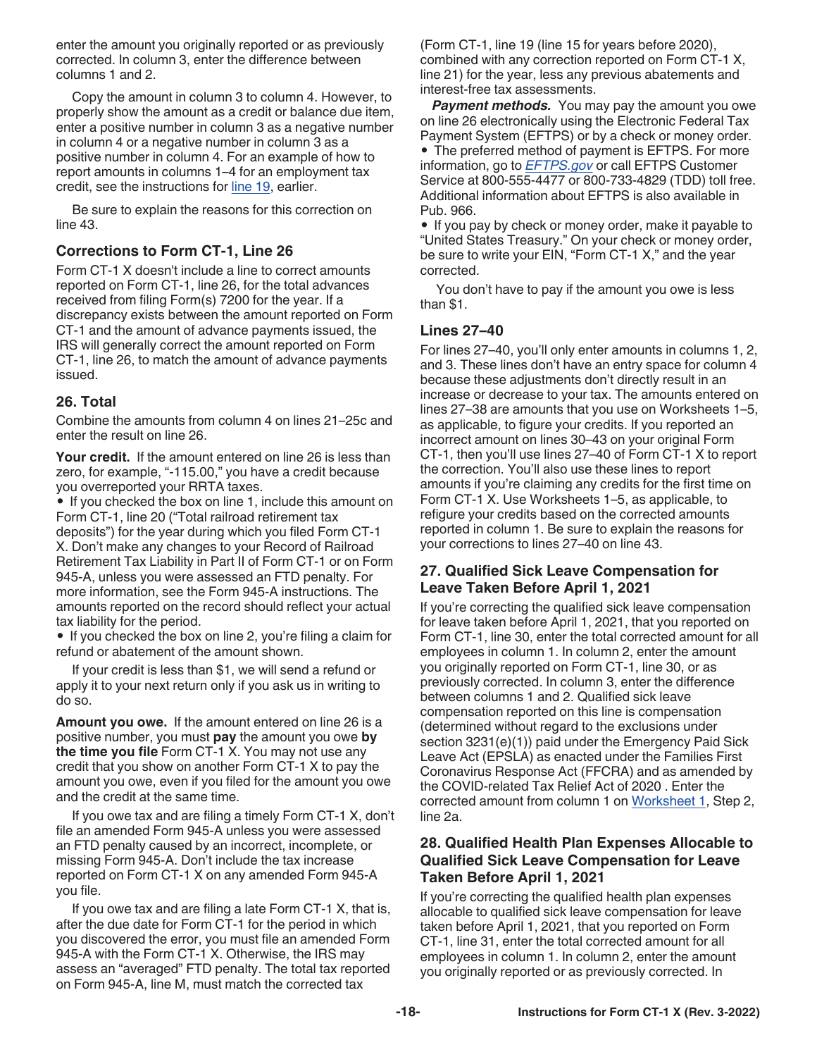enter the amount you originally reported or as previously corrected. In column 3, enter the difference between columns 1 and 2.

Copy the amount in column 3 to column 4. However, to properly show the amount as a credit or balance due item, enter a positive number in column 3 as a negative number in column 4 or a negative number in column 3 as a positive number in column 4. For an example of how to report amounts in columns 1–4 for an employment tax credit, see the instructions for line 19, earlier.

Be sure to explain the reasons for this correction on line 43.

### Corrections to Form CT-1, Line 26

Form CT-1 X doesn't include a line to correct amounts reported on Form CT-1, line 26, for the total advances received from filing Form(s) 7200 for the year. If a discrepancy exists between the amount reported on Form CT-1 and the amount of advance payments issued, the IRS will generally correct the amount reported on Form CT-1, line 26, to match the amount of advance payments issued.

### 26. Total

Combine the amounts from column 4 on lines 21–25c and enter the result on line 26.

**Your credit.** If the amount entered on line 26 is less than zero, for example, "-115.00," you have a credit because you overreported your RRTA taxes.

- If you checked the box on line 1, include this amount on Form CT-1, line 20 ("Total railroad retirement tax deposits") for the year during which you filed Form CT-1 X. Don't make any changes to your Record of Railroad Retirement Tax Liability in Part II of Form CT-1 or on Form 945-A, unless you were assessed an FTD penalty. For more information, see the Form 945-A instructions. The amounts reported on the record should reflect your actual tax liability for the period.
- If you checked the box on line 2, you're filing a claim for refund or abatement of the amount shown.

If your credit is less than $1, we will send a refund or apply it to your next return only if you ask us in writing to do so.

**Amount you owe.** If the amount entered on line 26 is a positive number, you must **pay** the amount you owe **by the time you file** Form CT-1 X. You may not use any credit that you show on another Form CT-1 X to pay the amount you owe, even if you filed for the amount you owe and the credit at the same time.

If you owe tax and are filing a timely Form CT-1 X, don't file an amended Form 945-A unless you were assessed an FTD penalty caused by an incorrect, incomplete, or missing Form 945-A. Don't include the tax increase reported on Form CT-1 X on any amended Form 945-A you file.

If you owe tax and are filing a late Form CT-1 X, that is, after the due date for Form CT-1 for the period in which you discovered the error, you must file an amended Form 945-A with the Form CT-1 X. Otherwise, the IRS may assess an "averaged" FTD penalty. The total tax reported on Form 945-A, line M, must match the corrected tax (Form CT-1, line 19 (line 15 for years before 2020), combined with any correction reported on Form CT-1 X, line 21) for the year, less any previous abatements and interest-free tax assessments.

***Payment methods.*** You may pay the amount you owe on line 26 electronically using the Electronic Federal Tax Payment System (EFTPS) or by a check or money order.

- The preferred method of payment is EFTPS. For more information, go to *EFTPS.gov* or call EFTPS Customer Service at 800-555-4477 or 800-733-4829 (TDD) toll free. Additional information about EFTPS is also available in Pub. 966.
- If you pay by check or money order, make it payable to "United States Treasury." On your check or money order, be sure to write your EIN, "Form CT-1 X," and the year corrected.

You don't have to pay if the amount you owe is less than $1.

### Lines 27–40

For lines 27–40, you'll only enter amounts in columns 1, 2, and 3. These lines don't have an entry space for column 4 because these adjustments don't directly result in an increase or decrease to your tax. The amounts entered on lines 27–38 are amounts that you use on Worksheets 1–5, as applicable, to figure your credits. If you reported an incorrect amount on lines 30–43 on your original Form CT-1, then you'll use lines 27–40 of Form CT-1 X to report the correction. You'll also use these lines to report amounts if you're claiming any credits for the first time on Form CT-1 X. Use Worksheets 1–5, as applicable, to refigure your credits based on the corrected amounts reported in column 1. Be sure to explain the reasons for your corrections to lines 27–40 on line 43.

### 27. Qualified Sick Leave Compensation for Leave Taken Before April 1, 2021

If you're correcting the qualified sick leave compensation for leave taken before April 1, 2021, that you reported on Form CT-1, line 30, enter the total corrected amount for all employees in column 1. In column 2, enter the amount you originally reported on Form CT-1, line 30, or as previously corrected. In column 3, enter the difference between columns 1 and 2. Qualified sick leave compensation reported on this line is compensation (determined without regard to the exclusions under section 3231(e)(1)) paid under the Emergency Paid Sick Leave Act (EPSLA) as enacted under the Families First Coronavirus Response Act (FFCRA) and as amended by the COVID-related Tax Relief Act of 2020 . Enter the corrected amount from column 1 on Worksheet 1, Step 2, line 2a.

### 28. Qualified Health Plan Expenses Allocable to Qualified Sick Leave Compensation for Leave Taken Before April 1, 2021

If you're correcting the qualified health plan expenses allocable to qualified sick leave compensation for leave taken before April 1, 2021, that you reported on Form CT-1, line 31, enter the total corrected amount for all employees in column 1. In column 2, enter the amount you originally reported or as previously corrected. In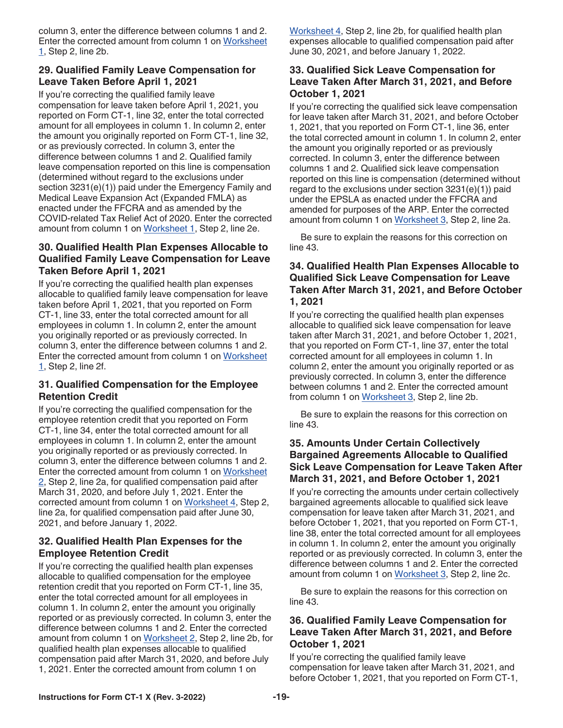column 3, enter the difference between columns 1 and 2. Enter the corrected amount from column 1 on Worksheet 1, Step 2, line 2b.

### 29. Qualified Family Leave Compensation for Leave Taken Before April 1, 2021

If you're correcting the qualified family leave compensation for leave taken before April 1, 2021, you reported on Form CT-1, line 32, enter the total corrected amount for all employees in column 1. In column 2, enter the amount you originally reported on Form CT-1, line 32, or as previously corrected. In column 3, enter the difference between columns 1 and 2. Qualified family leave compensation reported on this line is compensation (determined without regard to the exclusions under section 3231(e)(1)) paid under the Emergency Family and Medical Leave Expansion Act (Expanded FMLA) as enacted under the FFCRA and as amended by the COVID-related Tax Relief Act of 2020. Enter the corrected amount from column 1 on Worksheet 1, Step 2, line 2e.

### 30. Qualified Health Plan Expenses Allocable to Qualified Family Leave Compensation for Leave Taken Before April 1, 2021

If you're correcting the qualified health plan expenses allocable to qualified family leave compensation for leave taken before April 1, 2021, that you reported on Form CT-1, line 33, enter the total corrected amount for all employees in column 1. In column 2, enter the amount you originally reported or as previously corrected. In column 3, enter the difference between columns 1 and 2. Enter the corrected amount from column 1 on Worksheet 1, Step 2, line 2f.

### 31. Qualified Compensation for the Employee Retention Credit

If you're correcting the qualified compensation for the employee retention credit that you reported on Form CT-1, line 34, enter the total corrected amount for all employees in column 1. In column 2, enter the amount you originally reported or as previously corrected. In column 3, enter the difference between columns 1 and 2. Enter the corrected amount from column 1 on Worksheet 2, Step 2, line 2a, for qualified compensation paid after March 31, 2020, and before July 1, 2021. Enter the corrected amount from column 1 on Worksheet 4, Step 2, line 2a, for qualified compensation paid after June 30, 2021, and before January 1, 2022.

### 32. Qualified Health Plan Expenses for the Employee Retention Credit

If you're correcting the qualified health plan expenses allocable to qualified compensation for the employee retention credit that you reported on Form CT-1, line 35, enter the total corrected amount for all employees in column 1. In column 2, enter the amount you originally reported or as previously corrected. In column 3, enter the difference between columns 1 and 2. Enter the corrected amount from column 1 on Worksheet 2, Step 2, line 2b, for qualified health plan expenses allocable to qualified compensation paid after March 31, 2020, and before July 1, 2021. Enter the corrected amount from column 1 on Worksheet 4, Step 2, line 2b, for qualified health plan expenses allocable to qualified compensation paid after June 30, 2021, and before January 1, 2022.

### 33. Qualified Sick Leave Compensation for Leave Taken After March 31, 2021, and Before October 1, 2021

If you're correcting the qualified sick leave compensation for leave taken after March 31, 2021, and before October 1, 2021, that you reported on Form CT-1, line 36, enter the total corrected amount in column 1. In column 2, enter the amount you originally reported or as previously corrected. In column 3, enter the difference between columns 1 and 2. Qualified sick leave compensation reported on this line is compensation (determined without regard to the exclusions under section 3231(e)(1)) paid under the EPSLA as enacted under the FFCRA and amended for purposes of the ARP. Enter the corrected amount from column 1 on Worksheet 3, Step 2, line 2a.

Be sure to explain the reasons for this correction on line 43.

### 34. Qualified Health Plan Expenses Allocable to Qualified Sick Leave Compensation for Leave Taken After March 31, 2021, and Before October 1, 2021

If you're correcting the qualified health plan expenses allocable to qualified sick leave compensation for leave taken after March 31, 2021, and before October 1, 2021, that you reported on Form CT-1, line 37, enter the total corrected amount for all employees in column 1. In column 2, enter the amount you originally reported or as previously corrected. In column 3, enter the difference between columns 1 and 2. Enter the corrected amount from column 1 on Worksheet 3, Step 2, line 2b.

Be sure to explain the reasons for this correction on line 43.

### 35. Amounts Under Certain Collectively Bargained Agreements Allocable to Qualified Sick Leave Compensation for Leave Taken After March 31, 2021, and Before October 1, 2021

If you're correcting the amounts under certain collectively bargained agreements allocable to qualified sick leave compensation for leave taken after March 31, 2021, and before October 1, 2021, that you reported on Form CT-1, line 38, enter the total corrected amount for all employees in column 1. In column 2, enter the amount you originally reported or as previously corrected. In column 3, enter the difference between columns 1 and 2. Enter the corrected amount from column 1 on Worksheet 3, Step 2, line 2c.

Be sure to explain the reasons for this correction on line 43.

### 36. Qualified Family Leave Compensation for Leave Taken After March 31, 2021, and Before October 1, 2021

If you're correcting the qualified family leave compensation for leave taken after March 31, 2021, and before October 1, 2021, that you reported on Form CT-1,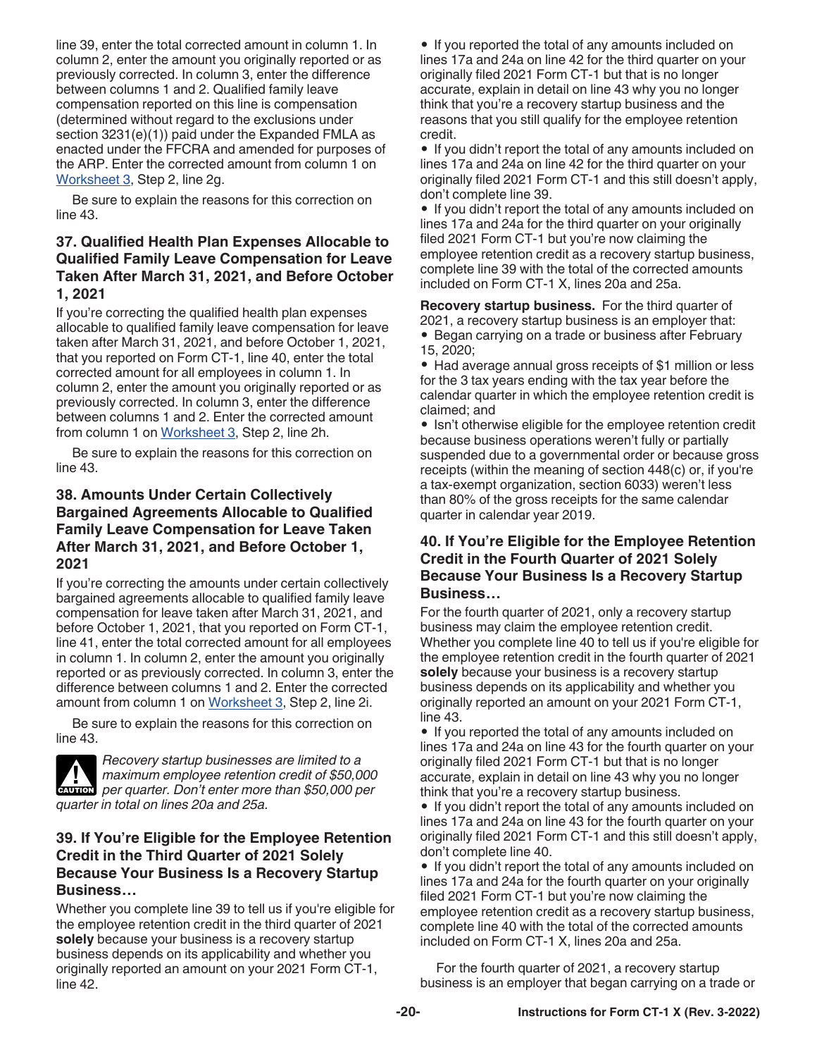line 39, enter the total corrected amount in column 1. In column 2, enter the amount you originally reported or as previously corrected. In column 3, enter the difference between columns 1 and 2. Qualified family leave compensation reported on this line is compensation (determined without regard to the exclusions under section 3231(e)(1)) paid under the Expanded FMLA as enacted under the FFCRA and amended for purposes of the ARP. Enter the corrected amount from column 1 on Worksheet 3, Step 2, line 2g.

Be sure to explain the reasons for this correction on line 43.

### 37. Qualified Health Plan Expenses Allocable to Qualified Family Leave Compensation for Leave Taken After March 31, 2021, and Before October 1, 2021

If you're correcting the qualified health plan expenses allocable to qualified family leave compensation for leave taken after March 31, 2021, and before October 1, 2021, that you reported on Form CT-1, line 40, enter the total corrected amount for all employees in column 1. In column 2, enter the amount you originally reported or as previously corrected. In column 3, enter the difference between columns 1 and 2. Enter the corrected amount from column 1 on Worksheet 3, Step 2, line 2h.

Be sure to explain the reasons for this correction on line 43.

### 38. Amounts Under Certain Collectively Bargained Agreements Allocable to Qualified Family Leave Compensation for Leave Taken After March 31, 2021, and Before October 1, 2021

If you're correcting the amounts under certain collectively bargained agreements allocable to qualified family leave compensation for leave taken after March 31, 2021, and before October 1, 2021, that you reported on Form CT-1, line 41, enter the total corrected amount for all employees in column 1. In column 2, enter the amount you originally reported or as previously corrected. In column 3, enter the difference between columns 1 and 2. Enter the corrected amount from column 1 on Worksheet 3, Step 2, line 2i.

Be sure to explain the reasons for this correction on line 43.

**CAUTION**: *Recovery startup businesses are limited to a maximum employee retention credit of $50,000 per quarter. Don't enter more than $50,000 per quarter in total on lines 20a and 25a.*

### 39. If You're Eligible for the Employee Retention Credit in the Third Quarter of 2021 Solely Because Your Business Is a Recovery Startup Business…

Whether you complete line 39 to tell us if you're eligible for the employee retention credit in the third quarter of 2021 **solely** because your business is a recovery startup business depends on its applicability and whether you originally reported an amount on your 2021 Form CT-1, line 42.

- If you reported the total of any amounts included on lines 17a and 24a on line 42 for the third quarter on your originally filed 2021 Form CT-1 but that is no longer accurate, explain in detail on line 43 why you no longer think that you're a recovery startup business and the reasons that you still qualify for the employee retention credit.
- If you didn't report the total of any amounts included on lines 17a and 24a on line 42 for the third quarter on your originally filed 2021 Form CT-1 and this still doesn't apply, don't complete line 39.
- If you didn't report the total of any amounts included on lines 17a and 24a for the third quarter on your originally filed 2021 Form CT-1 but you're now claiming the employee retention credit as a recovery startup business, complete line 39 with the total of the corrected amounts included on Form CT-1 X, lines 20a and 25a.

**Recovery startup business.** For the third quarter of 2021, a recovery startup business is an employer that:

- Began carrying on a trade or business after February 15, 2020;
- Had average annual gross receipts of $1 million or less for the 3 tax years ending with the tax year before the calendar quarter in which the employee retention credit is claimed; and
- Isn't otherwise eligible for the employee retention credit because business operations weren't fully or partially suspended due to a governmental order or because gross receipts (within the meaning of section 448(c) or, if you're a tax-exempt organization, section 6033) weren't less than 80% of the gross receipts for the same calendar quarter in calendar year 2019.

### 40. If You're Eligible for the Employee Retention Credit in the Fourth Quarter of 2021 Solely Because Your Business Is a Recovery Startup Business…

For the fourth quarter of 2021, only a recovery startup business may claim the employee retention credit. Whether you complete line 40 to tell us if you're eligible for the employee retention credit in the fourth quarter of 2021 **solely** because your business is a recovery startup business depends on its applicability and whether you originally reported an amount on your 2021 Form CT-1, line 43.

- If you reported the total of any amounts included on lines 17a and 24a on line 43 for the fourth quarter on your originally filed 2021 Form CT-1 but that is no longer accurate, explain in detail on line 43 why you no longer think that you're a recovery startup business.
- If you didn't report the total of any amounts included on lines 17a and 24a on line 43 for the fourth quarter on your originally filed 2021 Form CT-1 and this still doesn't apply, don't complete line 40.
- If you didn't report the total of any amounts included on lines 17a and 24a for the fourth quarter on your originally filed 2021 Form CT-1 but you're now claiming the employee retention credit as a recovery startup business, complete line 40 with the total of the corrected amounts included on Form CT-1 X, lines 20a and 25a.

For the fourth quarter of 2021, a recovery startup business is an employer that began carrying on a trade or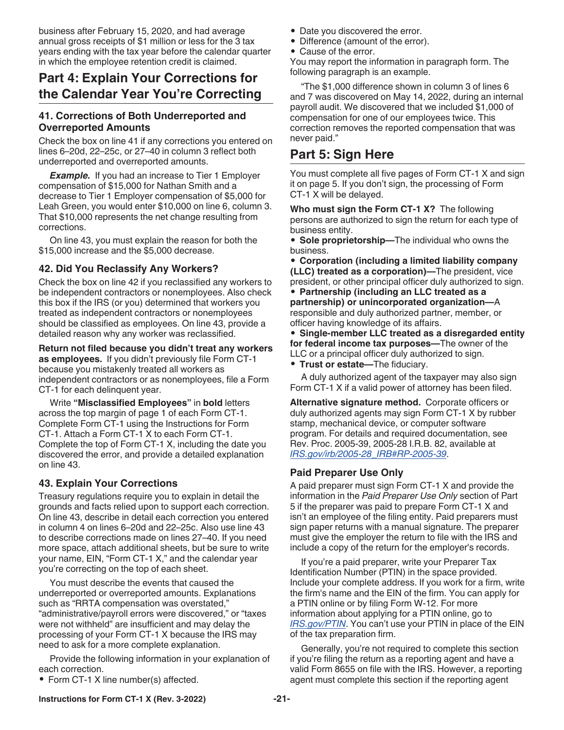business after February 15, 2020, and had average annual gross receipts of $1 million or less for the 3 tax years ending with the tax year before the calendar quarter in which the employee retention credit is claimed.

## Part 4: Explain Your Corrections for the Calendar Year You're Correcting

### 41. Corrections of Both Underreported and Overreported Amounts

Check the box on line 41 if any corrections you entered on lines 6–20d, 22–25c, or 27–40 in column 3 reflect both underreported and overreported amounts.

***Example.*** If you had an increase to Tier 1 Employer compensation of $15,000 for Nathan Smith and a decrease to Tier 1 Employer compensation of $5,000 for Leah Green, you would enter $10,000 on line 6, column 3. That $10,000 represents the net change resulting from corrections.

On line 43, you must explain the reason for both the $15,000 increase and the $5,000 decrease.

### 42. Did You Reclassify Any Workers?

Check the box on line 42 if you reclassified any workers to be independent contractors or nonemployees. Also check this box if the IRS (or you) determined that workers you treated as independent contractors or nonemployees should be classified as employees. On line 43, provide a detailed reason why any worker was reclassified.

**Return not filed because you didn't treat any workers as employees.** If you didn't previously file Form CT-1 because you mistakenly treated all workers as independent contractors or as nonemployees, file a Form CT-1 for each delinquent year.

Write **"Misclassified Employees"** in **bold** letters across the top margin of page 1 of each Form CT-1. Complete Form CT-1 using the Instructions for Form CT-1. Attach a Form CT-1 X to each Form CT-1. Complete the top of Form CT-1 X, including the date you discovered the error, and provide a detailed explanation on line 43.

### 43. Explain Your Corrections

Treasury regulations require you to explain in detail the grounds and facts relied upon to support each correction. On line 43, describe in detail each correction you entered in column 4 on lines 6–20d and 22–25c. Also use line 43 to describe corrections made on lines 27–40. If you need more space, attach additional sheets, but be sure to write your name, EIN, "Form CT-1 X," and the calendar year you're correcting on the top of each sheet.

You must describe the events that caused the underreported or overreported amounts. Explanations such as "RRTA compensation was overstated," "administrative/payroll errors were discovered," or "taxes were not withheld" are insufficient and may delay the processing of your Form CT-1 X because the IRS may need to ask for a more complete explanation.

Provide the following information in your explanation of each correction.

- Form CT-1 X line number(s) affected.
- Date you discovered the error.
- Difference (amount of the error).
- Cause of the error.

You may report the information in paragraph form. The following paragraph is an example.

"The $1,000 difference shown in column 3 of lines 6 and 7 was discovered on May 14, 2022, during an internal payroll audit. We discovered that we included $1,000 of compensation for one of our employees twice. This correction removes the reported compensation that was never paid."

## Part 5: Sign Here

You must complete all five pages of Form CT-1 X and sign it on page 5. If you don't sign, the processing of Form CT-1 X will be delayed.

**Who must sign the Form CT-1 X?** The following persons are authorized to sign the return for each type of business entity.

- **Sole proprietorship—**The individual who owns the business.
- **Corporation (including a limited liability company (LLC) treated as a corporation)—**The president, vice president, or other principal officer duly authorized to sign.
- **Partnership (including an LLC treated as a partnership) or unincorporated organization—**A responsible and duly authorized partner, member, or officer having knowledge of its affairs.
- **Single-member LLC treated as a disregarded entity for federal income tax purposes—**The owner of the LLC or a principal officer duly authorized to sign.
- **Trust or estate—**The fiduciary.

A duly authorized agent of the taxpayer may also sign Form CT-1 X if a valid power of attorney has been filed.

**Alternative signature method.** Corporate officers or duly authorized agents may sign Form CT-1 X by rubber stamp, mechanical device, or computer software program. For details and required documentation, see Rev. Proc. 2005-39, 2005-28 I.R.B. 82, available at *IRS.gov/irb/2005-28_IRB#RP-2005-39*.

### Paid Preparer Use Only

A paid preparer must sign Form CT-1 X and provide the information in the *Paid Preparer Use Only* section of Part 5 if the preparer was paid to prepare Form CT-1 X and isn't an employee of the filing entity. Paid preparers must sign paper returns with a manual signature. The preparer must give the employer the return to file with the IRS and include a copy of the return for the employer's records.

If you're a paid preparer, write your Preparer Tax Identification Number (PTIN) in the space provided. Include your complete address. If you work for a firm, write the firm's name and the EIN of the firm. You can apply for a PTIN online or by filing Form W-12. For more information about applying for a PTIN online, go to *IRS.gov/PTIN*. You can't use your PTIN in place of the EIN of the tax preparation firm.

Generally, you're not required to complete this section if you're filing the return as a reporting agent and have a valid Form 8655 on file with the IRS. However, a reporting agent must complete this section if the reporting agent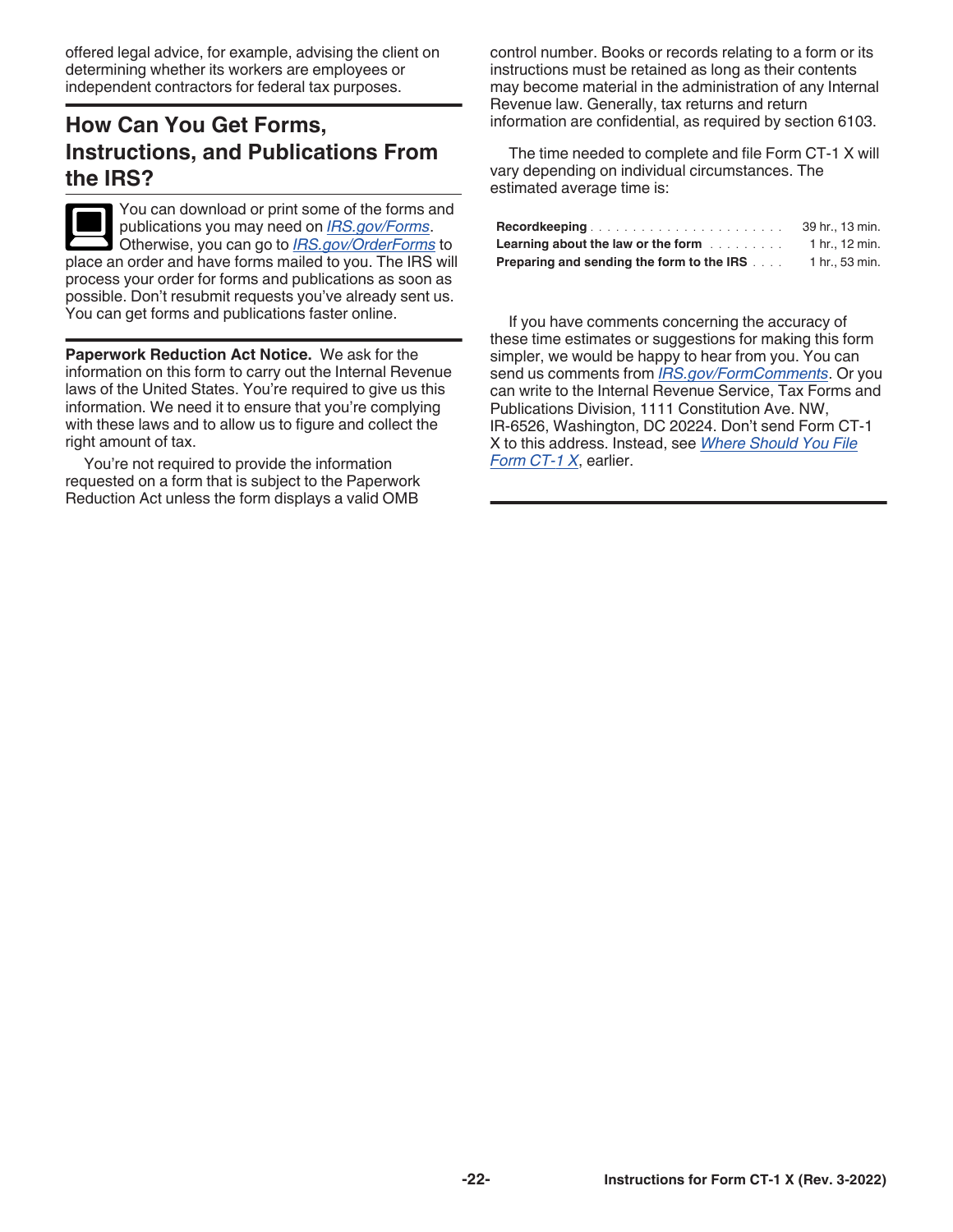offered legal advice, for example, advising the client on determining whether its workers are employees or independent contractors for federal tax purposes.

## How Can You Get Forms, Instructions, and Publications From the IRS?

You can download or print some of the forms and publications you may need on *IRS.gov/Forms*. Otherwise, you can go to *IRS.gov/OrderForms* to place an order and have forms mailed to you. The IRS will process your order for forms and publications as soon as possible. Don't resubmit requests you've already sent us. You can get forms and publications faster online.

**Paperwork Reduction Act Notice.** We ask for the information on this form to carry out the Internal Revenue laws of the United States. You're required to give us this information. We need it to ensure that you're complying with these laws and to allow us to figure and collect the right amount of tax.

You're not required to provide the information requested on a form that is subject to the Paperwork Reduction Act unless the form displays a valid OMB control number. Books or records relating to a form or its instructions must be retained as long as their contents may become material in the administration of any Internal Revenue law. Generally, tax returns and return information are confidential, as required by section 6103.

The time needed to complete and file Form CT-1 X will vary depending on individual circumstances. The estimated average time is:

| | |
|---|---|
| **Recordkeeping** | 39 hr., 13 min. |
| **Learning about the law or the form** | 1 hr., 12 min. |
| **Preparing and sending the form to the IRS** | 1 hr., 53 min. |

If you have comments concerning the accuracy of these time estimates or suggestions for making this form simpler, we would be happy to hear from you. You can send us comments from *IRS.gov/FormComments*. Or you can write to the Internal Revenue Service, Tax Forms and Publications Division, 1111 Constitution Ave. NW, IR-6526, Washington, DC 20224. Don't send Form CT-1 X to this address. Instead, see *Where Should You File Form CT-1 X*, earlier.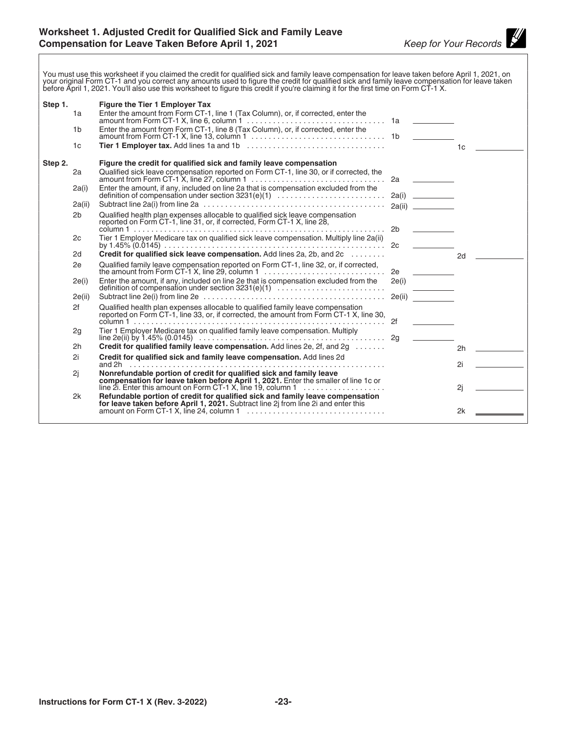## Worksheet 1. Adjusted Credit for Qualified Sick and Family Leave Compensation for Leave Taken Before April 1, 2021

*Keep for Your Records*

You must use this worksheet if you claimed the credit for qualified sick and family leave compensation for leave taken before April 1, 2021, on your original Form CT-1 and you correct any amounts used to figure the credit for qualified sick and family leave compensation for leave taken before April 1, 2021. You'll also use this worksheet to figure this credit if you're claiming it for the first time on Form CT-1 X.

| Step | Line | Description | | | | |
|---|---|---|---|---|---|---|
| **Step 1.** | | **Figure the Tier 1 Employer Tax** | | | | |
| | 1a | Enter the amount from Form CT-1, line 1 (Tax Column), or, if corrected, enter the amount from Form CT-1 X, line 6, column 1 | 1a | | | |
| | 1b | Enter the amount from Form CT-1, line 8 (Tax Column), or, if corrected, enter the amount from Form CT-1 X, line 13, column 1 | 1b | | | |
| | 1c | **Tier 1 Employer tax.** Add lines 1a and 1b | | | 1c | |
| **Step 2.** | | **Figure the credit for qualified sick and family leave compensation** | | | | |
| | 2a | Qualified sick leave compensation reported on Form CT-1, line 30, or if corrected, the amount from Form CT-1 X, line 27, column 1 | 2a | | | |
| | 2a(i) | Enter the amount, if any, included on line 2a that is compensation excluded from the definition of compensation under section 3231(e)(1) | 2a(i) | | | |
| | 2a(ii) | Subtract line 2a(i) from line 2a | 2a(ii) | | | |
| | 2b | Qualified health plan expenses allocable to qualified sick leave compensation reported on Form CT-1, line 31, or, if corrected, Form CT-1 X, line 28, column 1 | 2b | | | |
| | 2c | Tier 1 Employer Medicare tax on qualified sick leave compensation. Multiply line 2a(ii) by 1.45% (0.0145) | 2c | | | |
| | 2d | **Credit for qualified sick leave compensation.** Add lines 2a, 2b, and 2c | | | 2d | |
| | 2e | Qualified family leave compensation reported on Form CT-1, line 32, or, if corrected, the amount from Form CT-1 X, line 29, column 1 | 2e | | | |
| | 2e(i) | Enter the amount, if any, included on line 2e that is compensation excluded from the definition of compensation under section 3231(e)(1) | 2e(i) | | | |
| | 2e(ii) | Subtract line 2e(i) from line 2e | 2e(ii) | | | |
| | 2f | Qualified health plan expenses allocable to qualified family leave compensation reported on Form CT-1, line 33, or, if corrected, the amount from Form CT-1 X, line 30, column 1 | 2f | | | |
| | 2g | Tier 1 Employer Medicare tax on qualified family leave compensation. Multiply line 2e(ii) by 1.45% (0.0145) | 2g | | | |
| | 2h | **Credit for qualified family leave compensation.** Add lines 2e, 2f, and 2g | | | 2h | |
| | 2i | **Credit for qualified sick and family leave compensation.** Add lines 2d and 2h | | | 2i | |
| | 2j | **Nonrefundable portion of credit for qualified sick and family leave compensation for leave taken before April 1, 2021.** Enter the smaller of line 1c or line 2i. Enter this amount on Form CT-1 X, line 19, column 1 | | | 2j | |
| | 2k | **Refundable portion of credit for qualified sick and family leave compensation for leave taken before April 1, 2021.** Subtract line 2j from line 2i and enter this amount on Form CT-1 X, line 24, column 1 | | | 2k | |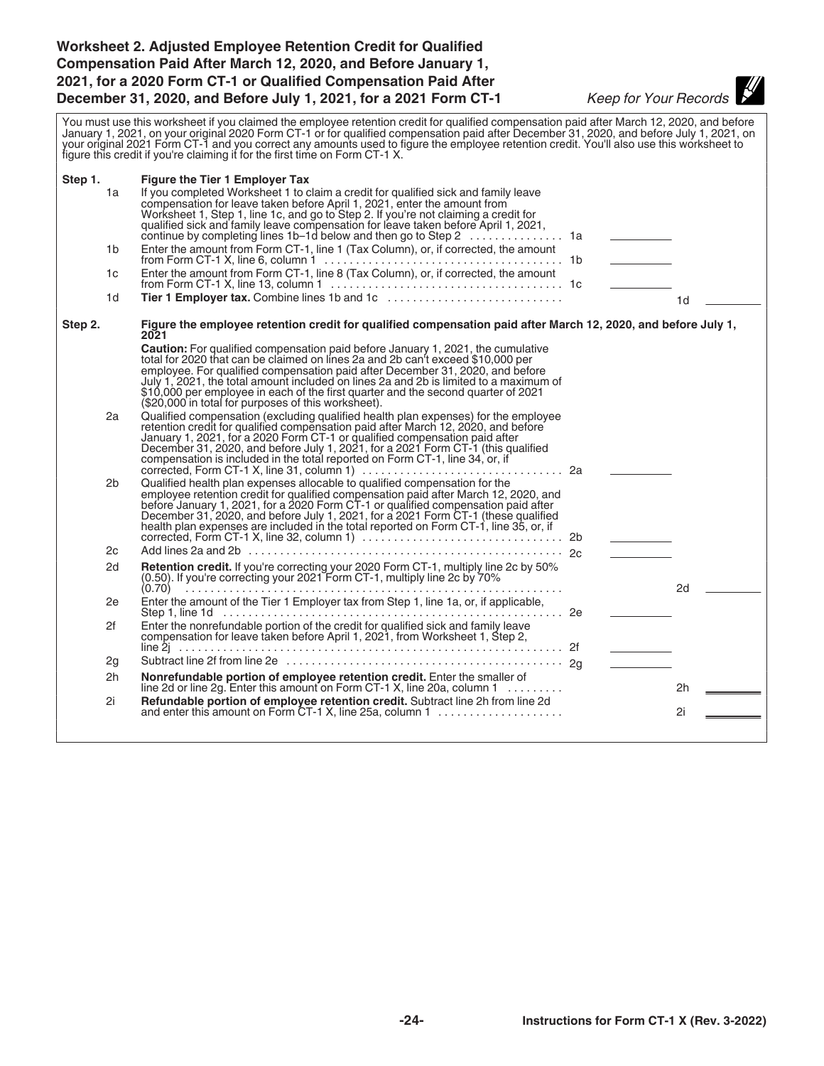# Worksheet 2. Adjusted Employee Retention Credit for Qualified Compensation Paid After March 12, 2020, and Before January 1, 2021, for a 2020 Form CT-1 or Qualified Compensation Paid After December 31, 2020, and Before July 1, 2021, for a 2021 Form CT-1

*Keep for Your Records*

You must use this worksheet if you claimed the employee retention credit for qualified compensation paid after March 12, 2020, and before January 1, 2021, on your original 2020 Form CT-1 or for qualified compensation paid after December 31, 2020, and before July 1, 2021, on your original 2021 Form CT-1 and you correct any amounts used to figure the employee retention credit. You'll also use this worksheet to figure this credit if you're claiming it for the first time on Form CT-1 X.

**Step 1. Figure the Tier 1 Employer Tax**

| Line | Description | | Amount | | Amount |
|---|---|---|---|---|---|
| 1a | If you completed Worksheet 1 to claim a credit for qualified sick and family leave compensation for leave taken before April 1, 2021, enter the amount from Worksheet 1, Step 1, line 1c, and go to Step 2. If you're not claiming a credit for qualified sick and family leave compensation for leave taken before April 1, 2021, continue by completing lines 1b–1d below and then go to Step 2 | 1a | ________ | | |
| 1b | Enter the amount from Form CT-1, line 1 (Tax Column), or, if corrected, the amount from Form CT-1 X, line 6, column 1 | 1b | ________ | | |
| 1c | Enter the amount from Form CT-1, line 8 (Tax Column), or, if corrected, the amount from Form CT-1 X, line 13, column 1 | 1c | ________ | | |
| 1d | **Tier 1 Employer tax.** Combine lines 1b and 1c | | | 1d | ________ |

**Step 2. Figure the employee retention credit for qualified compensation paid after March 12, 2020, and before July 1, 2021**

**Caution:** For qualified compensation paid before January 1, 2021, the cumulative total for 2020 that can be claimed on lines 2a and 2b can't exceed $10,000 per employee. For qualified compensation paid after December 31, 2020, and before July 1, 2021, the total amount included on lines 2a and 2b is limited to a maximum of $10,000 per employee in each of the first quarter and the second quarter of 2021 ($20,000 in total for purposes of this worksheet).

| Line | Description | | Amount | | Amount |
|---|---|---|---|---|---|
| 2a | Qualified compensation (excluding qualified health plan expenses) for the employee retention credit for qualified compensation paid after March 12, 2020, and before January 1, 2021, for a 2020 Form CT-1 or qualified compensation paid after December 31, 2020, and before July 1, 2021, for a 2021 Form CT-1 (this qualified compensation is included in the total reported on Form CT-1, line 34, or, if corrected, Form CT-1 X, line 31, column 1) | 2a | ________ | | |
| 2b | Qualified health plan expenses allocable to qualified compensation for the employee retention credit for qualified compensation paid after March 12, 2020, and before January 1, 2021, for a 2020 Form CT-1 or qualified compensation paid after December 31, 2020, and before July 1, 2021, for a 2021 Form CT-1 (these qualified health plan expenses are included in the total reported on Form CT-1, line 35, or, if corrected, Form CT-1 X, line 32, column 1) | 2b | ________ | | |
| 2c | Add lines 2a and 2b | 2c | ________ | | |
| 2d | **Retention credit.** If you're correcting your 2020 Form CT-1, multiply line 2c by 50% (0.50). If you're correcting your 2021 Form CT-1, multiply line 2c by 70% (0.70) | | | 2d | ________ |
| 2e | Enter the amount of the Tier 1 Employer tax from Step 1, line 1a, or, if applicable, Step 1, line 1d | 2e | ________ | | |
| 2f | Enter the nonrefundable portion of the credit for qualified sick and family leave compensation for leave taken before April 1, 2021, from Worksheet 1, Step 2, line 2j | 2f | ________ | | |
| 2g | Subtract line 2f from line 2e | 2g | ________ | | |
| 2h | **Nonrefundable portion of employee retention credit.** Enter the smaller of line 2d or line 2g. Enter this amount on Form CT-1 X, line 20a, column 1 | | | 2h | ________ |
| 2i | **Refundable portion of employee retention credit.** Subtract line 2h from line 2d and enter this amount on Form CT-1 X, line 25a, column 1 | | | 2i | ________ |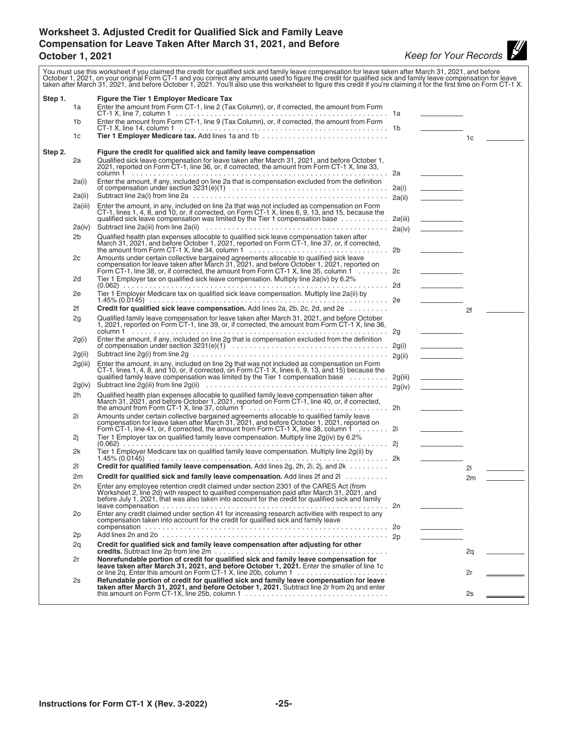## Worksheet 3. Adjusted Credit for Qualified Sick and Family Leave Compensation for Leave Taken After March 31, 2021, and Before October 1, 2021

*Keep for Your Records*

You must use this worksheet if you claimed the credit for qualified sick and family leave compensation for leave taken after March 31, 2021, and before October 1, 2021, on your original Form CT-1 and you correct any amounts used to figure the credit for qualified sick and family leave compensation for leave taken after March 31, 2021, and before October 1, 2021. You'll also use this worksheet to figure this credit if you're claiming it for the first time on Form CT-1 X.

| Step | Line | Description | | | | |
|---|---|---|---|---|---|---|
| **Step 1.** | | **Figure the Tier 1 Employer Medicare Tax** | | | | |
| | 1a | Enter the amount from Form CT-1, line 2 (Tax Column), or, if corrected, the amount from Form CT-1 X, line 7, column 1 | 1a | | | |
| | 1b | Enter the amount from Form CT-1, line 9 (Tax Column), or, if corrected, the amount from Form CT-1 X, line 14, column 1 | 1b | | | |
| | 1c | **Tier 1 Employer Medicare tax.** Add lines 1a and 1b | | | 1c | |
| **Step 2.** | | **Figure the credit for qualified sick and family leave compensation** | | | | |
| | 2a | Qualified sick leave compensation for leave taken after March 31, 2021, and before October 1, 2021, reported on Form CT-1, line 36, or, if corrected, the amount from Form CT-1 X, line 33, column 1 | 2a | | | |
| | 2a(i) | Enter the amount, if any, included on line 2a that is compensation excluded from the definition of compensation under section 3231(e)(1) | 2a(i) | | | |
| | 2a(ii) | Subtract line 2a(i) from line 2a | 2a(ii) | | | |
| | 2a(iii) | Enter the amount, in any, included on line 2a that was not included as compensation on Form CT-1, lines 1, 4, 8, and 10, or, if corrected, on Form CT-1 X, lines 6, 9, 13, and 15, because the qualified sick leave compensation was limited by the Tier 1 compensation base | 2a(iii) | | | |
| | 2a(iv) | Subtract line 2a(iii) from line 2a(ii) | 2a(iv) | | | |
| | 2b | Qualified health plan expenses allocable to qualified sick leave compensation taken after March 31, 2021, and before October 1, 2021, reported on Form CT-1, line 37, or, if corrected, the amount from Form CT-1 X, line 34, column 1 | 2b | | | |
| | 2c | Amounts under certain collective bargained agreements allocable to qualified sick leave compensation for leave taken after March 31, 2021, and before October 1, 2021, reported on Form CT-1, line 38, or, if corrected, the amount from Form CT-1 X, line 35, column 1 | 2c | | | |
| | 2d | Tier 1 Employer tax on qualified sick leave compensation. Multiply line 2a(iv) by 6.2% (0.062) | 2d | | | |
| | 2e | Tier 1 Employer Medicare tax on qualified sick leave compensation. Multiply line 2a(ii) by 1.45% (0.0145) | 2e | | | |
| | 2f | **Credit for qualified sick leave compensation.** Add lines 2a, 2b, 2c, 2d, and 2e | | | 2f | |
| | 2g | Qualified family leave compensation for leave taken after March 31, 2021, and before October 1, 2021, reported on Form CT-1, line 39, or, if corrected, the amount from Form CT-1 X, line 36, column 1 | 2g | | | |
| | 2g(i) | Enter the amount, if any, included on line 2g that is compensation excluded from the definition of compensation under section 3231(e)(1) | 2g(i) | | | |
| | 2g(ii) | Subtract line 2g(i) from line 2g | 2g(ii) | | | |
| | 2g(iii) | Enter the amount, in any, included on line 2g that was not included as compensation on Form CT-1, lines 1, 4, 8, and 10, or, if corrected, on Form CT-1 X, lines 6, 9, 13, and 15) because the qualified family leave compensation was limited by the Tier 1 compensation base | 2g(iii) | | | |
| | 2g(iv) | Subtract line 2g(iii) from line 2g(ii) | 2g(iv) | | | |
| | 2h | Qualified health plan expenses allocable to qualified family leave compensation taken after March 31, 2021, and before October 1, 2021, reported on Form CT-1, line 40, or, if corrected, the amount from Form CT-1 X, line 37, column 1 | 2h | | | |
| | 2i | Amounts under certain collective bargained agreements allocable to qualified family leave compensation for leave taken after March 31, 2021, and before October 1, 2021, reported on Form CT-1, line 41, or, if corrected, the amount from Form CT-1 X, line 38, column 1 | 2i | | | |
| | 2j | Tier 1 Employer tax on qualified family leave compensation. Multiply line 2g(iv) by 6.2% (0.062) | 2j | | | |
| | 2k | Tier 1 Employer Medicare tax on qualified family leave compensation. Multiply line 2g(ii) by 1.45% (0.0145) | 2k | | | |
| | 2l | **Credit for qualified family leave compensation.** Add lines 2g, 2h, 2i, 2j, and 2k | | | 2l | |
| | 2m | **Credit for qualified sick and family leave compensation.** Add lines 2f and 2l | | | 2m | |
| | 2n | Enter any employee retention credit claimed under section 2301 of the CARES Act (from Worksheet 2, line 2d) with respect to qualified compensation paid after March 31, 2021, and before July 1, 2021, that was also taken into account for the credit for qualified sick and family leave compensation | 2n | | | |
| | 2o | Enter any credit claimed under section 41 for increasing research activities with respect to any compensation taken into account for the credit for qualified sick and family leave compensation | 2o | | | |
| | 2p | Add lines 2n and 2o | 2p | | | |
| | 2q | **Credit for qualified sick and family leave compensation after adjusting for other credits.** Subtract line 2p from line 2m | | | 2q | |
| | 2r | **Nonrefundable portion of credit for qualified sick and family leave compensation for leave taken after March 31, 2021, and before October 1, 2021.** Enter the smaller of line 1c or line 2q. Enter this amount on Form CT-1 X, line 20b, column 1 | | | 2r | |
| | 2s | **Refundable portion of credit for qualified sick and family leave compensation for leave taken after March 31, 2021, and before October 1, 2021.** Subtract line 2r from 2q and enter this amount on Form CT-1X, line 25b, column 1 | | | 2s | |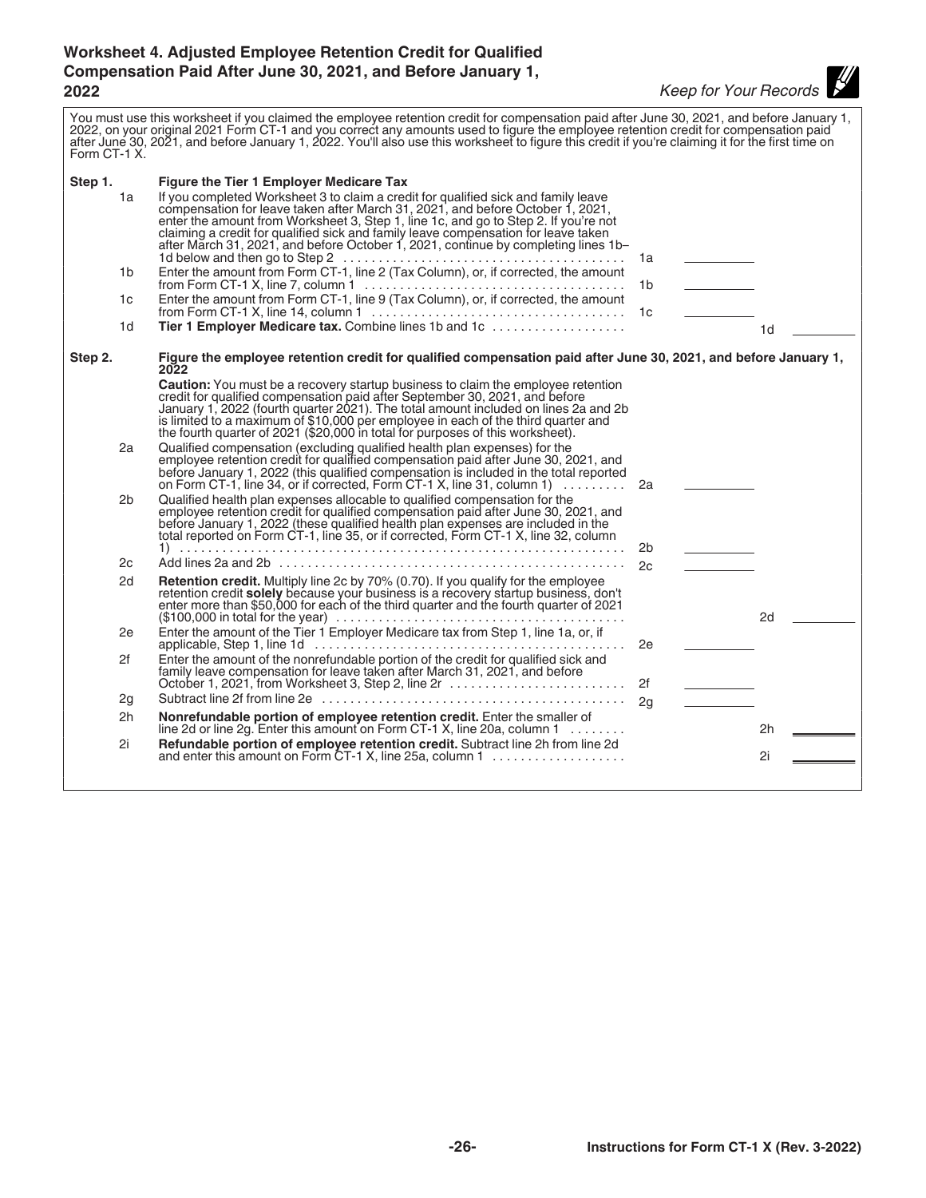## Worksheet 4. Adjusted Employee Retention Credit for Qualified Compensation Paid After June 30, 2021, and Before January 1, 2022

*Keep for Your Records*

You must use this worksheet if you claimed the employee retention credit for compensation paid after June 30, 2021, and before January 1, 2022, on your original 2021 Form CT-1 and you correct any amounts used to figure the employee retention credit for compensation paid after June 30, 2021, and before January 1, 2022. You'll also use this worksheet to figure this credit if you're claiming it for the first time on Form CT-1 X.

**Step 1. Figure the Tier 1 Employer Medicare Tax**

| Line | Description | | | | |
|---|---|---|---|---|---|
| 1a | If you completed Worksheet 3 to claim a credit for qualified sick and family leave compensation for leave taken after March 31, 2021, and before October 1, 2021, enter the amount from Worksheet 3, Step 1, line 1c, and go to Step 2. If you're not claiming a credit for qualified sick and family leave compensation for leave taken after March 31, 2021, and before October 1, 2021, continue by completing lines 1b–1d below and then go to Step 2 | 1a | \_\_\_\_\_\_\_\_ | | |
| 1b | Enter the amount from Form CT-1, line 2 (Tax Column), or, if corrected, the amount from Form CT-1 X, line 7, column 1 | 1b | \_\_\_\_\_\_\_\_ | | |
| 1c | Enter the amount from Form CT-1, line 9 (Tax Column), or, if corrected, the amount from Form CT-1 X, line 14, column 1 | 1c | \_\_\_\_\_\_\_\_ | | |
| 1d | **Tier 1 Employer Medicare tax.** Combine lines 1b and 1c | | | 1d | \_\_\_\_\_\_\_\_ |

**Step 2. Figure the employee retention credit for qualified compensation paid after June 30, 2021, and before January 1, 2022**

**Caution:** You must be a recovery startup business to claim the employee retention credit for qualified compensation paid after September 30, 2021, and before January 1, 2022 (fourth quarter 2021). The total amount included on lines 2a and 2b is limited to a maximum of $10,000 per employee in each of the third quarter and the fourth quarter of 2021 ($20,000 in total for purposes of this worksheet).

| Line | Description | | | | |
|---|---|---|---|---|---|
| 2a | Qualified compensation (excluding qualified health plan expenses) for the employee retention credit for qualified compensation paid after June 30, 2021, and before January 1, 2022 (this qualified compensation is included in the total reported on Form CT-1, line 34, or if corrected, Form CT-1 X, line 31, column 1) | 2a | \_\_\_\_\_\_\_\_ | | |
| 2b | Qualified health plan expenses allocable to qualified compensation for the employee retention credit for qualified compensation paid after June 30, 2021, and before January 1, 2022 (these qualified health plan expenses are included in the total reported on Form CT-1, line 35, or if corrected, Form CT-1 X, line 32, column 1) | 2b | \_\_\_\_\_\_\_\_ | | |
| 2c | Add lines 2a and 2b | 2c | \_\_\_\_\_\_\_\_ | | |
| 2d | **Retention credit.** Multiply line 2c by 70% (0.70). If you qualify for the employee retention credit **solely** because your business is a recovery startup business, don't enter more than $50,000 for each of the third quarter and the fourth quarter of 2021 ($100,000 in total for the year) | | | 2d | \_\_\_\_\_\_\_\_ |
| 2e | Enter the amount of the Tier 1 Employer Medicare tax from Step 1, line 1a, or, if applicable, Step 1, line 1d | 2e | \_\_\_\_\_\_\_\_ | | |
| 2f | Enter the amount of the nonrefundable portion of the credit for qualified sick and family leave compensation for leave taken after March 31, 2021, and before October 1, 2021, from Worksheet 3, Step 2, line 2r | 2f | \_\_\_\_\_\_\_\_ | | |
| 2g | Subtract line 2f from line 2e | 2g | \_\_\_\_\_\_\_\_ | | |
| 2h | **Nonrefundable portion of employee retention credit.** Enter the smaller of line 2d or line 2g. Enter this amount on Form CT-1 X, line 20a, column 1 | | | 2h | \_\_\_\_\_\_\_\_ |
| 2i | **Refundable portion of employee retention credit.** Subtract line 2h from line 2d and enter this amount on Form CT-1 X, line 25a, column 1 | | | 2i | \_\_\_\_\_\_\_\_ |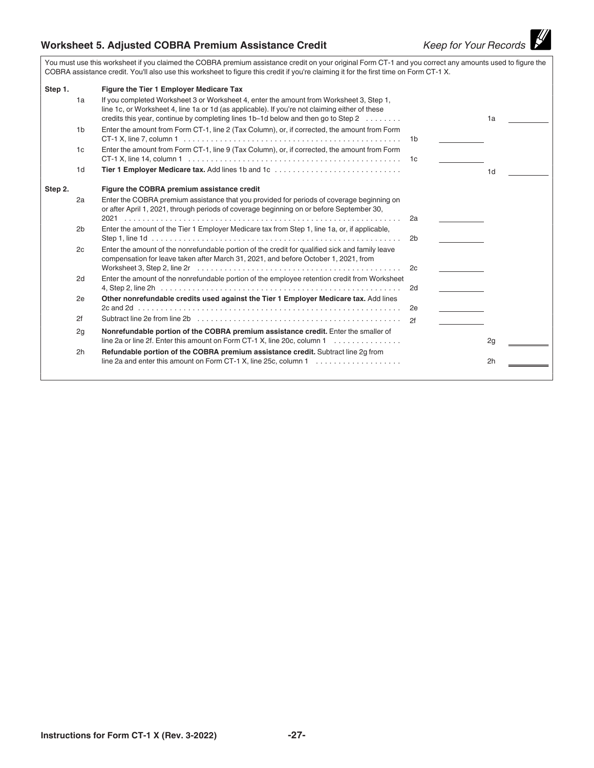## Worksheet 5. Adjusted COBRA Premium Assistance Credit

*Keep for Your Records*

You must use this worksheet if you claimed the COBRA premium assistance credit on your original Form CT-1 and you correct any amounts used to figure the COBRA assistance credit. You'll also use this worksheet to figure this credit if you're claiming it for the first time on Form CT-1 X.

| | | | | | |
|---|---|---|---|---|---|
| **Step 1.** | | **Figure the Tier 1 Employer Medicare Tax** | | | |
| | 1a | If you completed Worksheet 3 or Worksheet 4, enter the amount from Worksheet 3, Step 1, line 1c, or Worksheet 4, line 1a or 1d (as applicable). If you're not claiming either of these credits this year, continue by completing lines 1b–1d below and then go to Step 2 . . . . . . . . | | | 1a |
| | 1b | Enter the amount from Form CT-1, line 2 (Tax Column), or, if corrected, the amount from Form CT-1 X, line 7, column 1 . . . . . . . . . . . . . . . . . . . . . . . . . . . . . . . . . . . . . . . . . . . . . . . . | 1b | | |
| | 1c | Enter the amount from Form CT-1, line 9 (Tax Column), or, if corrected, the amount from Form CT-1 X, line 14, column 1 . . . . . . . . . . . . . . . . . . . . . . . . . . . . . . . . . . . . . . . . . . . . . . . | 1c | | |
| | 1d | **Tier 1 Employer Medicare tax.** Add lines 1b and 1c . . . . . . . . . . . . . . . . . . . . . . . . . . . . | | | 1d |
| **Step 2.** | | **Figure the COBRA premium assistance credit** | | | |
| | 2a | Enter the COBRA premium assistance that you provided for periods of coverage beginning on or after April 1, 2021, through periods of coverage beginning on or before September 30, 2021 . . . . . . . . . . . . . . . . . . . . . . . . . . . . . . . . . . . . . . . . . . . . . . . . . . . . . . . . . . . . . | 2a | | |
| | 2b | Enter the amount of the Tier 1 Employer Medicare tax from Step 1, line 1a, or, if applicable, Step 1, line 1d . . . . . . . . . . . . . . . . . . . . . . . . . . . . . . . . . . . . . . . . . . . . . . . . . . . . . . | 2b | | |
| | 2c | Enter the amount of the nonrefundable portion of the credit for qualified sick and family leave compensation for leave taken after March 31, 2021, and before October 1, 2021, from Worksheet 3, Step 2, line 2r . . . . . . . . . . . . . . . . . . . . . . . . . . . . . . . . . . . . . . . . . . . . . | 2c | | |
| | 2d | Enter the amount of the nonrefundable portion of the employee retention credit from Worksheet 4, Step 2, line 2h . . . . . . . . . . . . . . . . . . . . . . . . . . . . . . . . . . . . . . . . . . . . . . . . . . . . . | 2d | | |
| | 2e | **Other nonrefundable credits used against the Tier 1 Employer Medicare tax.** Add lines 2c and 2d . . . . . . . . . . . . . . . . . . . . . . . . . . . . . . . . . . . . . . . . . . . . . . . . . . . . . . . . . | 2e | | |
| | 2f | Subtract line 2e from line 2b . . . . . . . . . . . . . . . . . . . . . . . . . . . . . . . . . . . . . . . . . . . . . | 2f | | |
| | 2g | **Nonrefundable portion of the COBRA premium assistance credit.** Enter the smaller of line 2a or line 2f. Enter this amount on Form CT-1 X, line 20c, column 1 . . . . . . . . . . . . . . | | | 2g |
| | 2h | **Refundable portion of the COBRA premium assistance credit.** Subtract line 2g from line 2a and enter this amount on Form CT-1 X, line 25c, column 1 . . . . . . . . . . . . . . . . . . . | | | 2h |